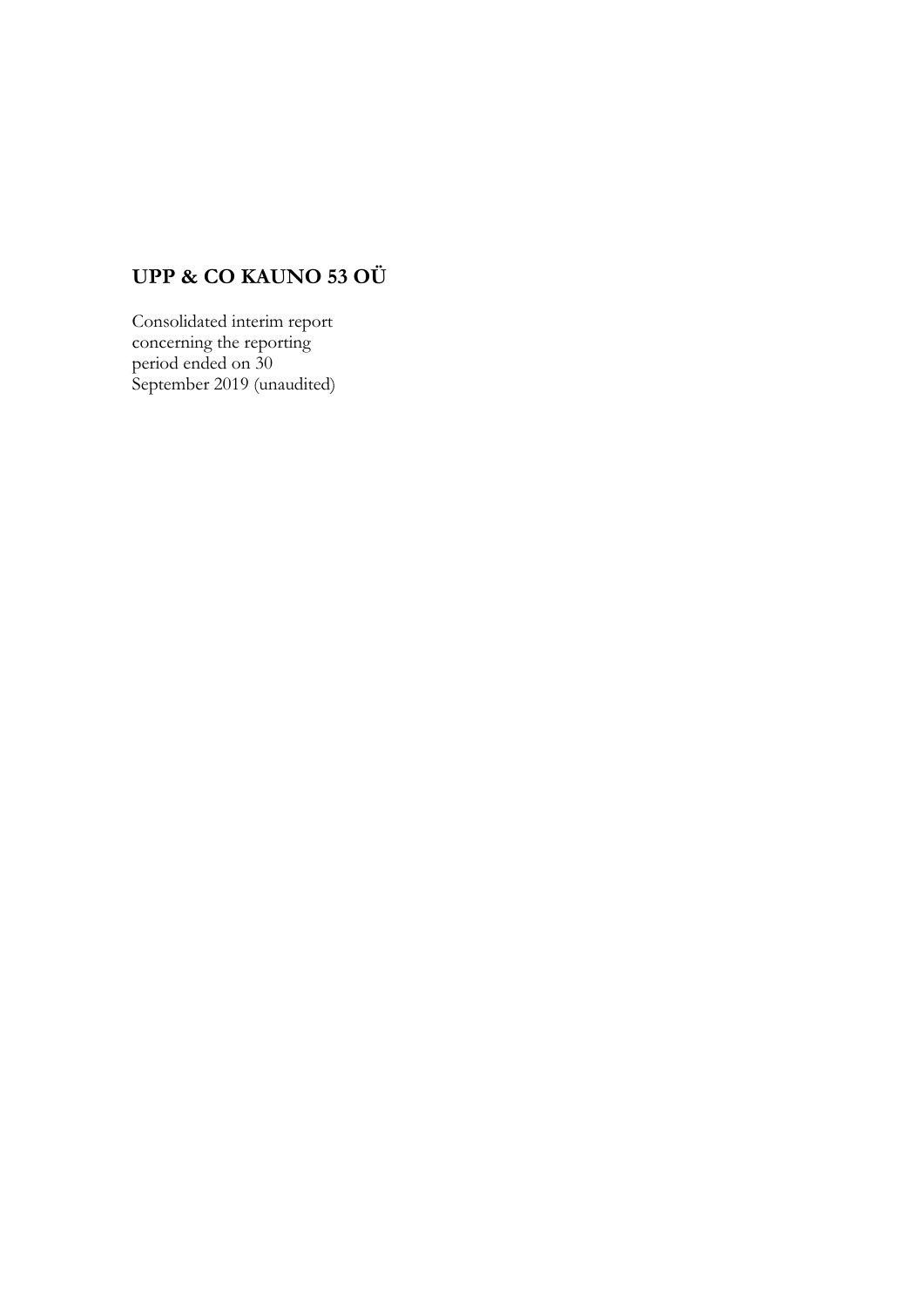# UPP & CO KAUNO 53 OÜ

Consolidated interim report concerning the reporting period ended on 30 September 2019 (unaudited)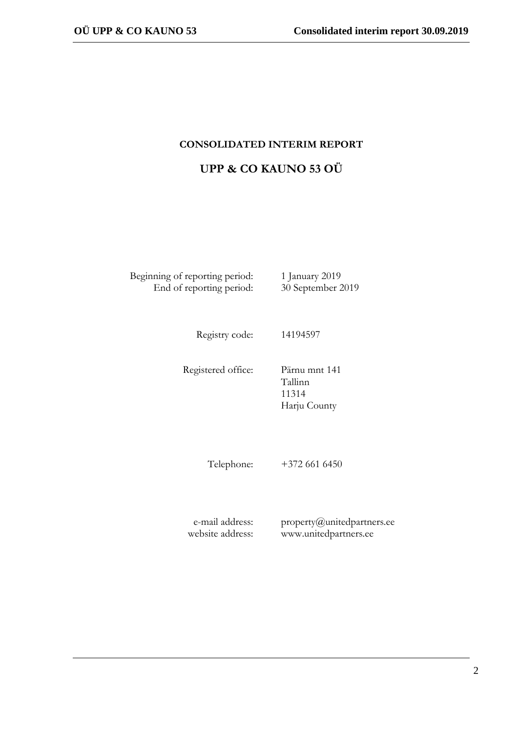# CONSOLIDATED INTERIM REPORT

## UPP & CO KAUNO 53 OÜ

| | |
|---|---|
| Beginning of reporting period: | 1 January 2019 |
| End of reporting period: | 30 September 2019 |
| Registry code: | 14194597 |
| Registered office: | Pärnu mnt 141<br>Tallinn<br>11314<br>Harju County |
| Telephone: | +372 661 6450 |
| e-mail address: | property@unitedpartners.ee |
| website address: | www.unitedpartners.ee |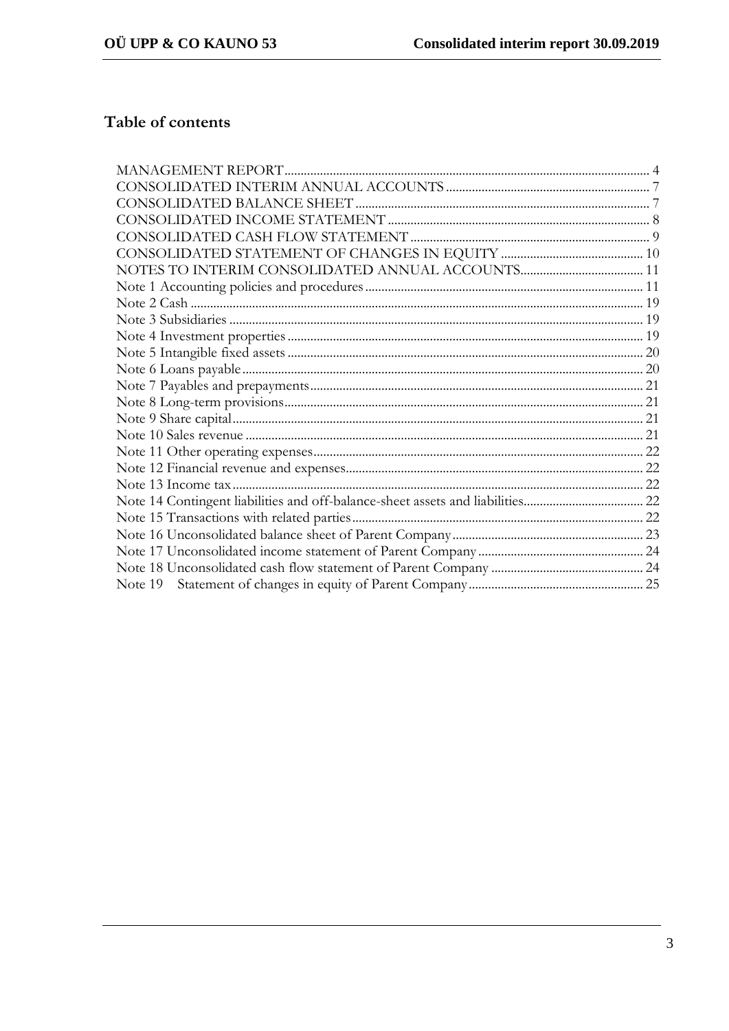# Table of contents

| | |
|---|---|
| MANAGEMENT REPORT | 4 |
| CONSOLIDATED INTERIM ANNUAL ACCOUNTS | 7 |
| CONSOLIDATED BALANCE SHEET | 7 |
| CONSOLIDATED INCOME STATEMENT | 8 |
| CONSOLIDATED CASH FLOW STATEMENT | 9 |
| CONSOLIDATED STATEMENT OF CHANGES IN EQUITY | 10 |
| NOTES TO INTERIM CONSOLIDATED ANNUAL ACCOUNTS | 11 |
| Note 1 Accounting policies and procedures | 11 |
| Note 2 Cash | 19 |
| Note 3 Subsidiaries | 19 |
| Note 4 Investment properties | 19 |
| Note 5 Intangible fixed assets | 20 |
| Note 6 Loans payable | 20 |
| Note 7 Payables and prepayments | 21 |
| Note 8 Long-term provisions | 21 |
| Note 9 Share capital | 21 |
| Note 10 Sales revenue | 21 |
| Note 11 Other operating expenses | 22 |
| Note 12 Financial revenue and expenses | 22 |
| Note 13 Income tax | 22 |
| Note 14 Contingent liabilities and off-balance-sheet assets and liabilities | 22 |
| Note 15 Transactions with related parties | 22 |
| Note 16 Unconsolidated balance sheet of Parent Company | 23 |
| Note 17 Unconsolidated income statement of Parent Company | 24 |
| Note 18 Unconsolidated cash flow statement of Parent Company | 24 |
| Note 19 Statement of changes in equity of Parent Company | 25 |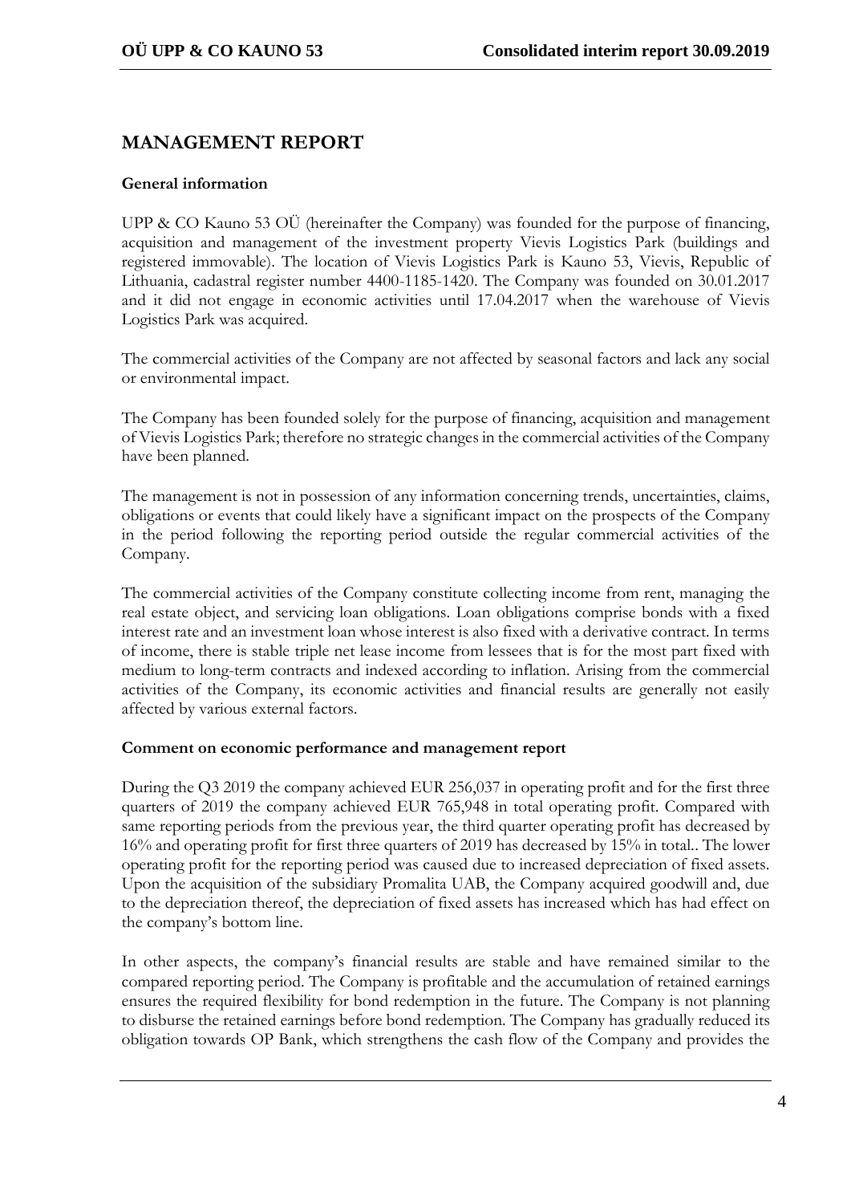# MANAGEMENT REPORT

**General information**

UPP & CO Kauno 53 OÜ (hereinafter the Company) was founded for the purpose of financing, acquisition and management of the investment property Vievis Logistics Park (buildings and registered immovable). The location of Vievis Logistics Park is Kauno 53, Vievis, Republic of Lithuania, cadastral register number 4400-1185-1420. The Company was founded on 30.01.2017 and it did not engage in economic activities until 17.04.2017 when the warehouse of Vievis Logistics Park was acquired.

The commercial activities of the Company are not affected by seasonal factors and lack any social or environmental impact.

The Company has been founded solely for the purpose of financing, acquisition and management of Vievis Logistics Park; therefore no strategic changes in the commercial activities of the Company have been planned.

The management is not in possession of any information concerning trends, uncertainties, claims, obligations or events that could likely have a significant impact on the prospects of the Company in the period following the reporting period outside the regular commercial activities of the Company.

The commercial activities of the Company constitute collecting income from rent, managing the real estate object, and servicing loan obligations. Loan obligations comprise bonds with a fixed interest rate and an investment loan whose interest is also fixed with a derivative contract. In terms of income, there is stable triple net lease income from lessees that is for the most part fixed with medium to long-term contracts and indexed according to inflation. Arising from the commercial activities of the Company, its economic activities and financial results are generally not easily affected by various external factors.

**Comment on economic performance and management report**

During the Q3 2019 the company achieved EUR 256,037 in operating profit and for the first three quarters of 2019 the company achieved EUR 765,948 in total operating profit. Compared with same reporting periods from the previous year, the third quarter operating profit has decreased by 16% and operating profit for first three quarters of 2019 has decreased by 15% in total.. The lower operating profit for the reporting period was caused due to increased depreciation of fixed assets. Upon the acquisition of the subsidiary Promalita UAB, the Company acquired goodwill and, due to the depreciation thereof, the depreciation of fixed assets has increased which has had effect on the company's bottom line.

In other aspects, the company's financial results are stable and have remained similar to the compared reporting period. The Company is profitable and the accumulation of retained earnings ensures the required flexibility for bond redemption in the future. The Company is not planning to disburse the retained earnings before bond redemption. The Company has gradually reduced its obligation towards OP Bank, which strengthens the cash flow of the Company and provides the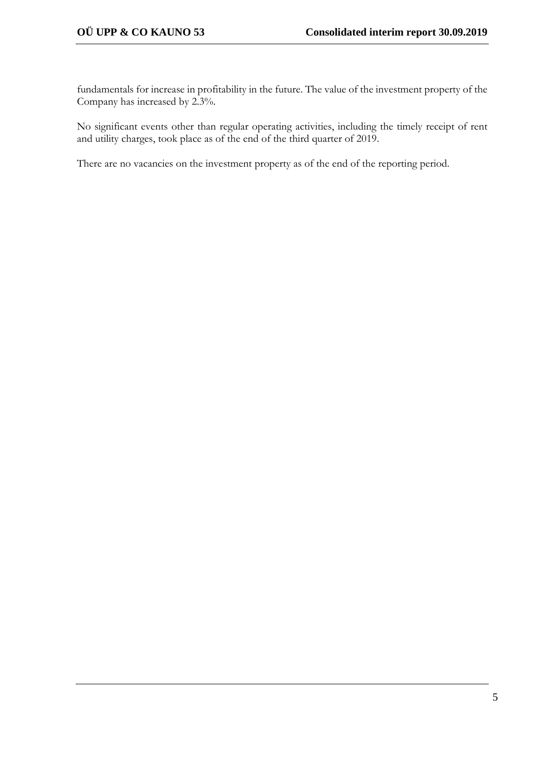fundamentals for increase in profitability in the future. The value of the investment property of the Company has increased by 2.3%.

No significant events other than regular operating activities, including the timely receipt of rent and utility charges, took place as of the end of the third quarter of 2019.

There are no vacancies on the investment property as of the end of the reporting period.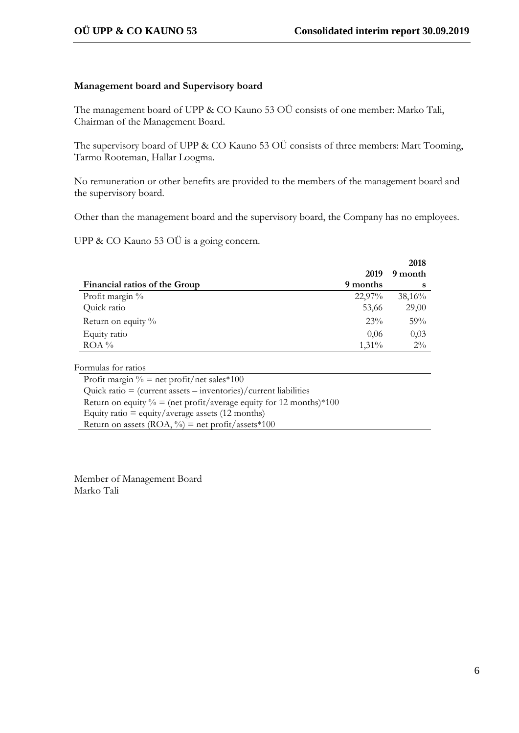## Management board and Supervisory board

The management board of UPP & CO Kauno 53 OÜ consists of one member: Marko Tali, Chairman of the Management Board.

The supervisory board of UPP & CO Kauno 53 OÜ consists of three members: Mart Tooming, Tarmo Rooteman, Hallar Loogma.

No remuneration or other benefits are provided to the members of the management board and the supervisory board.

Other than the management board and the supervisory board, the Company has no employees.

UPP & CO Kauno 53 OÜ is a going concern.

| Financial ratios of the Group | 2019 9 months | 2018 9 months |
|---|---|---|
| Profit margin % | 22,97% | 38,16% |
| Quick ratio | 53,66 | 29,00 |
| Return on equity % | 23% | 59% |
| Equity ratio | 0,06 | 0,03 |
| ROA % | 1,31% | 2% |

Formulas for ratios

- Profit margin % = net profit/net sales*100
- Quick ratio = (current assets – inventories)/current liabilities
- Return on equity % = (net profit/average equity for 12 months)*100
- Equity ratio = equity/average assets (12 months)
- Return on assets (ROA, %) = net profit/assets*100

Member of Management Board
Marko Tali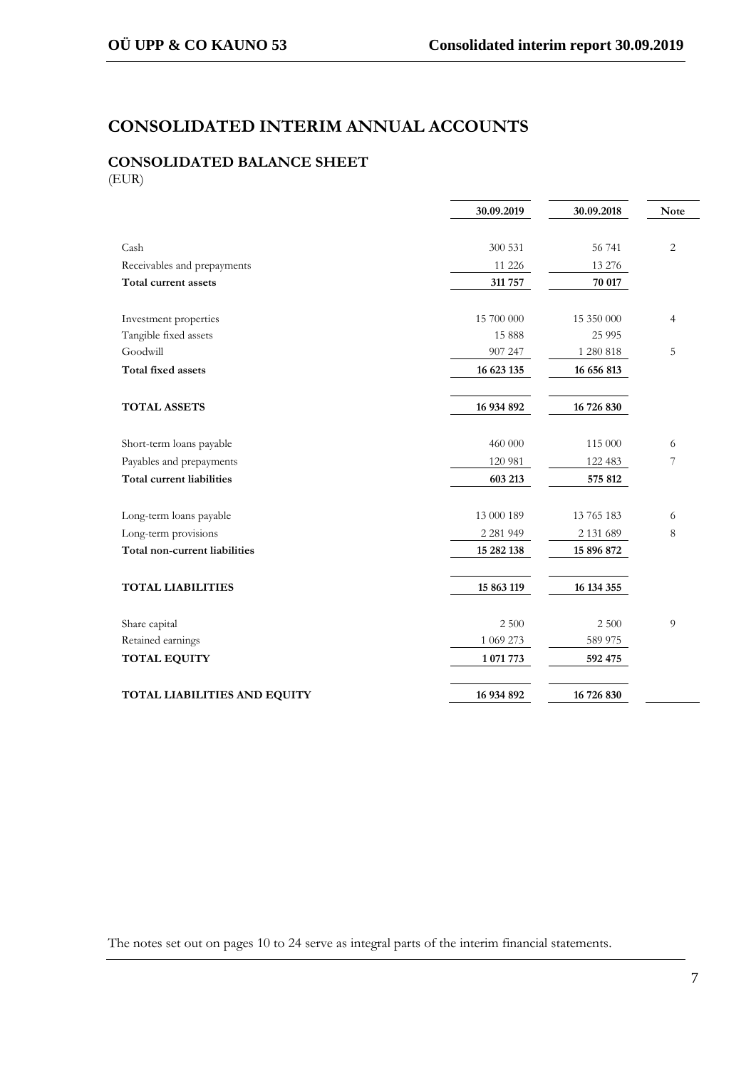# CONSOLIDATED INTERIM ANNUAL ACCOUNTS

## CONSOLIDATED BALANCE SHEET

(EUR)

| | 30.09.2019 | 30.09.2018 | Note |
|---|---|---|---|
| Cash | 300 531 | 56 741 | 2 |
| Receivables and prepayments | 11 226 | 13 276 | |
| **Total current assets** | **311 757** | **70 017** | |
| Investment properties | 15 700 000 | 15 350 000 | 4 |
| Tangible fixed assets | 15 888 | 25 995 | |
| Goodwill | 907 247 | 1 280 818 | 5 |
| **Total fixed assets** | **16 623 135** | **16 656 813** | |
| **TOTAL ASSETS** | **16 934 892** | **16 726 830** | |
| Short-term loans payable | 460 000 | 115 000 | 6 |
| Payables and prepayments | 120 981 | 122 483 | 7 |
| **Total current liabilities** | **603 213** | **575 812** | |
| Long-term loans payable | 13 000 189 | 13 765 183 | 6 |
| Long-term provisions | 2 281 949 | 2 131 689 | 8 |
| **Total non-current liabilities** | **15 282 138** | **15 896 872** | |
| **TOTAL LIABILITIES** | **15 863 119** | **16 134 355** | |
| Share capital | 2 500 | 2 500 | 9 |
| Retained earnings | 1 069 273 | 589 975 | |
| **TOTAL EQUITY** | **1 071 773** | **592 475** | |
| **TOTAL LIABILITIES AND EQUITY** | **16 934 892** | **16 726 830** | |

The notes set out on pages 10 to 24 serve as integral parts of the interim financial statements.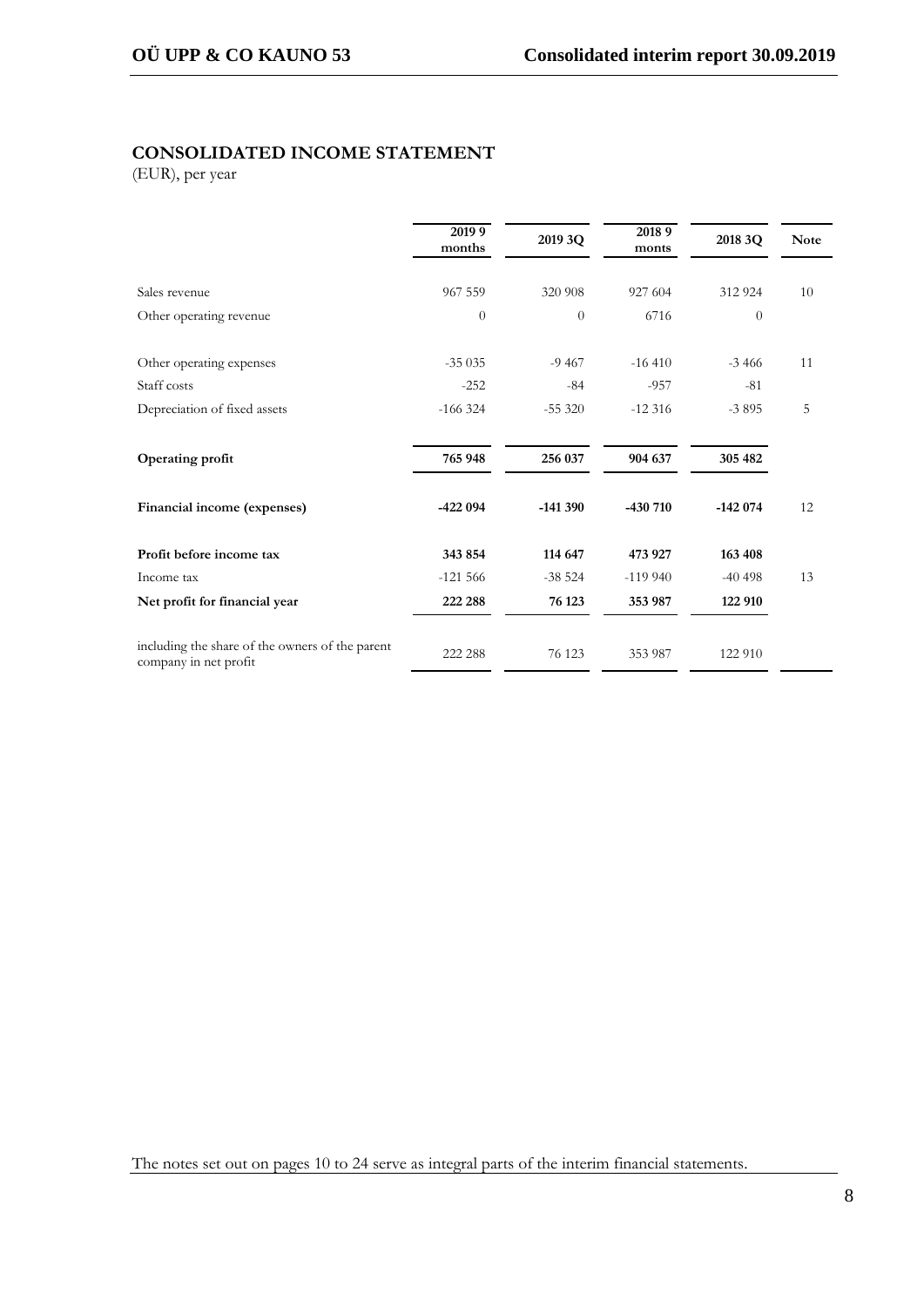## CONSOLIDATED INCOME STATEMENT

(EUR), per year

| | 2019 9 months | 2019 3Q | 2018 9 monts | 2018 3Q | Note |
|---|---|---|---|---|---|
| Sales revenue | 967 559 | 320 908 | 927 604 | 312 924 | 10 |
| Other operating revenue | 0 | 0 | 6716 | 0 | |
| Other operating expenses | -35 035 | -9 467 | -16 410 | -3 466 | 11 |
| Staff costs | -252 | -84 | -957 | -81 | |
| Depreciation of fixed assets | -166 324 | -55 320 | -12 316 | -3 895 | 5 |
| **Operating profit** | **765 948** | **256 037** | **904 637** | **305 482** | |
| **Financial income (expenses)** | **-422 094** | **-141 390** | **-430 710** | **-142 074** | 12 |
| **Profit before income tax** | **343 854** | **114 647** | **473 927** | **163 408** | |
| Income tax | -121 566 | -38 524 | -119 940 | -40 498 | 13 |
| **Net profit for financial year** | **222 288** | **76 123** | **353 987** | **122 910** | |
| including the share of the owners of the parent company in net profit | 222 288 | 76 123 | 353 987 | 122 910 | |

The notes set out on pages 10 to 24 serve as integral parts of the interim financial statements.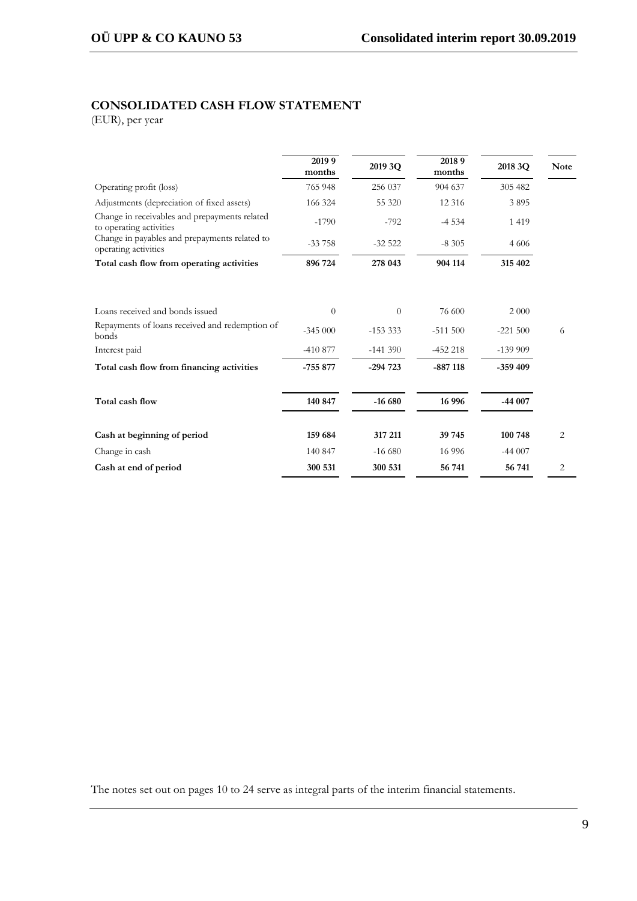## CONSOLIDATED CASH FLOW STATEMENT

(EUR), per year

| | 2019 9 months | 2019 3Q | 2018 9 months | 2018 3Q | Note |
|---|---|---|---|---|---|
| Operating profit (loss) | 765 948 | 256 037 | 904 637 | 305 482 | |
| Adjustments (depreciation of fixed assets) | 166 324 | 55 320 | 12 316 | 3 895 | |
| Change in receivables and prepayments related to operating activities | -1790 | -792 | -4 534 | 1 419 | |
| Change in payables and prepayments related to operating activities | -33 758 | -32 522 | -8 305 | 4 606 | |
| **Total cash flow from operating activities** | **896 724** | **278 043** | **904 114** | **315 402** | |
| | | | | | |
| Loans received and bonds issued | 0 | 0 | 76 600 | 2 000 | |
| Repayments of loans received and redemption of bonds | -345 000 | -153 333 | -511 500 | -221 500 | 6 |
| Interest paid | -410 877 | -141 390 | -452 218 | -139 909 | |
| **Total cash flow from financing activities** | **-755 877** | **-294 723** | **-887 118** | **-359 409** | |
| | | | | | |
| **Total cash flow** | **140 847** | **-16 680** | **16 996** | **-44 007** | |
| | | | | | |
| **Cash at beginning of period** | **159 684** | **317 211** | **39 745** | **100 748** | 2 |
| Change in cash | 140 847 | -16 680 | 16 996 | -44 007 | |
| **Cash at end of period** | **300 531** | **300 531** | **56 741** | **56 741** | 2 |

The notes set out on pages 10 to 24 serve as integral parts of the interim financial statements.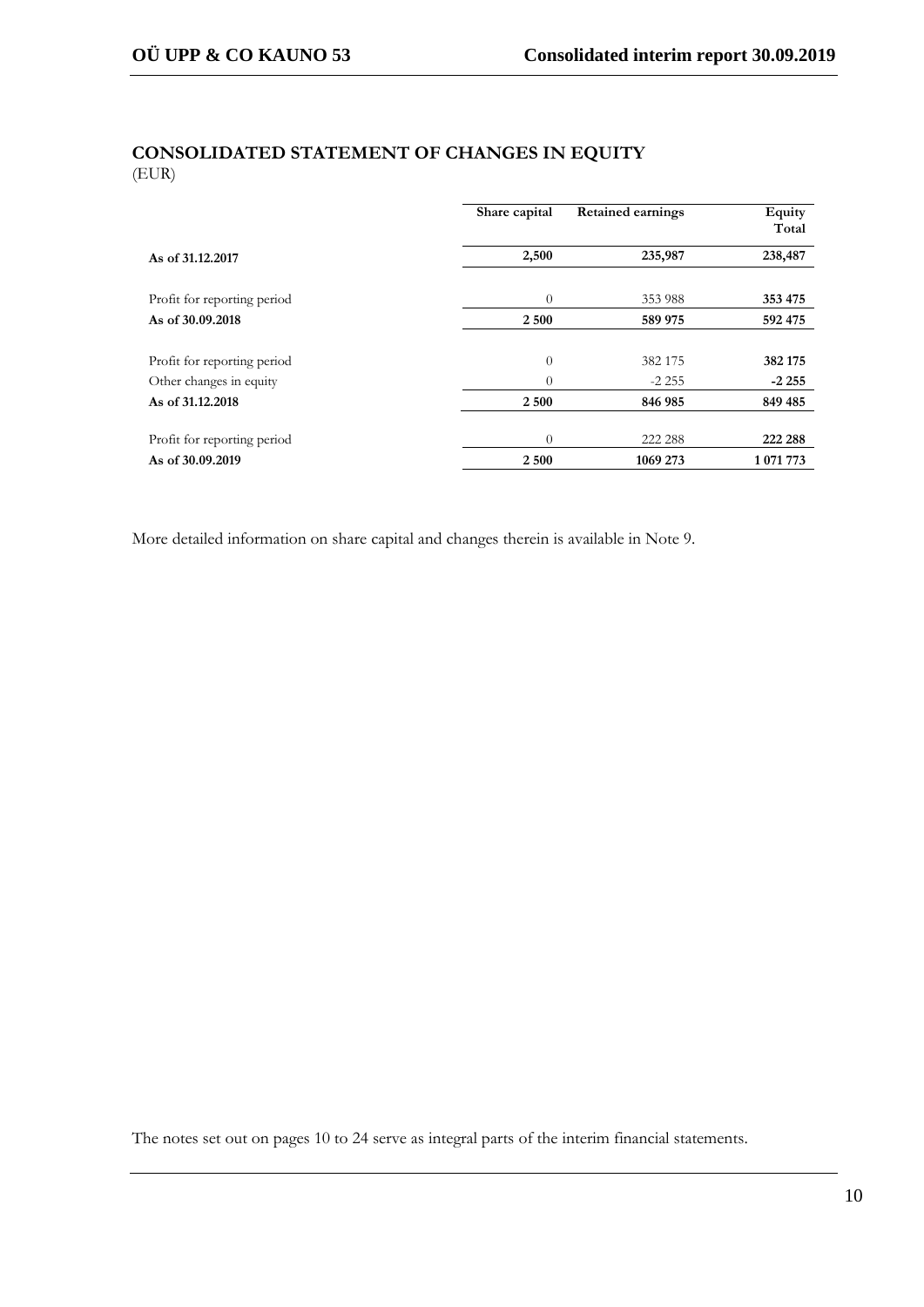## CONSOLIDATED STATEMENT OF CHANGES IN EQUITY

(EUR)

| | Share capital | Retained earnings | Equity Total |
|---|---|---|---|
| **As of 31.12.2017** | **2,500** | **235,987** | **238,487** |
| Profit for reporting period | 0 | 353 988 | **353 475** |
| **As of 30.09.2018** | **2 500** | **589 975** | **592 475** |
| Profit for reporting period | 0 | 382 175 | **382 175** |
| Other changes in equity | 0 | -2 255 | **-2 255** |
| **As of 31.12.2018** | **2 500** | **846 985** | **849 485** |
| Profit for reporting period | 0 | 222 288 | **222 288** |
| **As of 30.09.2019** | **2 500** | **1069 273** | **1 071 773** |

More detailed information on share capital and changes therein is available in Note 9.

The notes set out on pages 10 to 24 serve as integral parts of the interim financial statements.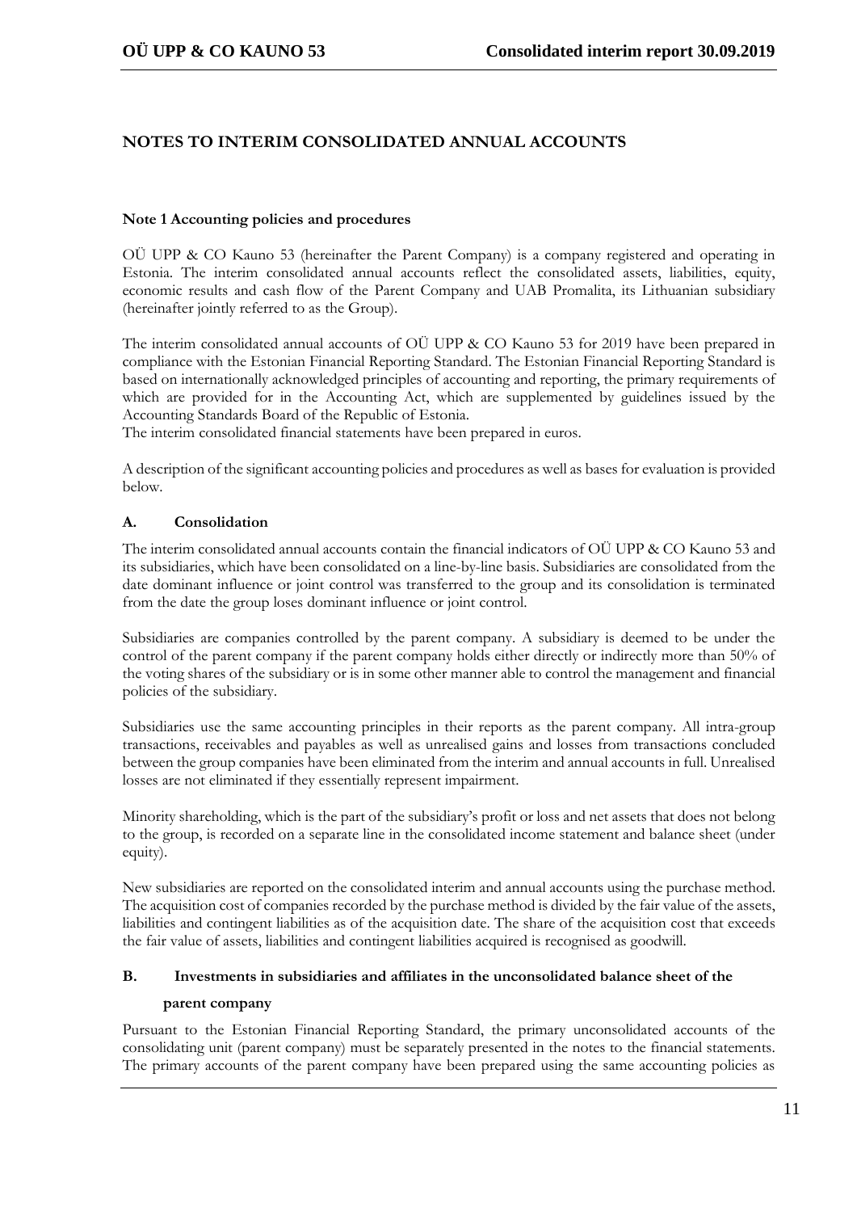# NOTES TO INTERIM CONSOLIDATED ANNUAL ACCOUNTS

## Note 1 Accounting policies and procedures

OÜ UPP & CO Kauno 53 (hereinafter the Parent Company) is a company registered and operating in Estonia. The interim consolidated annual accounts reflect the consolidated assets, liabilities, equity, economic results and cash flow of the Parent Company and UAB Promalita, its Lithuanian subsidiary (hereinafter jointly referred to as the Group).

The interim consolidated annual accounts of OÜ UPP & CO Kauno 53 for 2019 have been prepared in compliance with the Estonian Financial Reporting Standard. The Estonian Financial Reporting Standard is based on internationally acknowledged principles of accounting and reporting, the primary requirements of which are provided for in the Accounting Act, which are supplemented by guidelines issued by the Accounting Standards Board of the Republic of Estonia.
The interim consolidated financial statements have been prepared in euros.

A description of the significant accounting policies and procedures as well as bases for evaluation is provided below.

### A. Consolidation

The interim consolidated annual accounts contain the financial indicators of OÜ UPP & CO Kauno 53 and its subsidiaries, which have been consolidated on a line-by-line basis. Subsidiaries are consolidated from the date dominant influence or joint control was transferred to the group and its consolidation is terminated from the date the group loses dominant influence or joint control.

Subsidiaries are companies controlled by the parent company. A subsidiary is deemed to be under the control of the parent company if the parent company holds either directly or indirectly more than 50% of the voting shares of the subsidiary or is in some other manner able to control the management and financial policies of the subsidiary.

Subsidiaries use the same accounting principles in their reports as the parent company. All intra-group transactions, receivables and payables as well as unrealised gains and losses from transactions concluded between the group companies have been eliminated from the interim and annual accounts in full. Unrealised losses are not eliminated if they essentially represent impairment.

Minority shareholding, which is the part of the subsidiary's profit or loss and net assets that does not belong to the group, is recorded on a separate line in the consolidated income statement and balance sheet (under equity).

New subsidiaries are reported on the consolidated interim and annual accounts using the purchase method. The acquisition cost of companies recorded by the purchase method is divided by the fair value of the assets, liabilities and contingent liabilities as of the acquisition date. The share of the acquisition cost that exceeds the fair value of assets, liabilities and contingent liabilities acquired is recognised as goodwill.

### B. Investments in subsidiaries and affiliates in the unconsolidated balance sheet of the parent company

Pursuant to the Estonian Financial Reporting Standard, the primary unconsolidated accounts of the consolidating unit (parent company) must be separately presented in the notes to the financial statements. The primary accounts of the parent company have been prepared using the same accounting policies as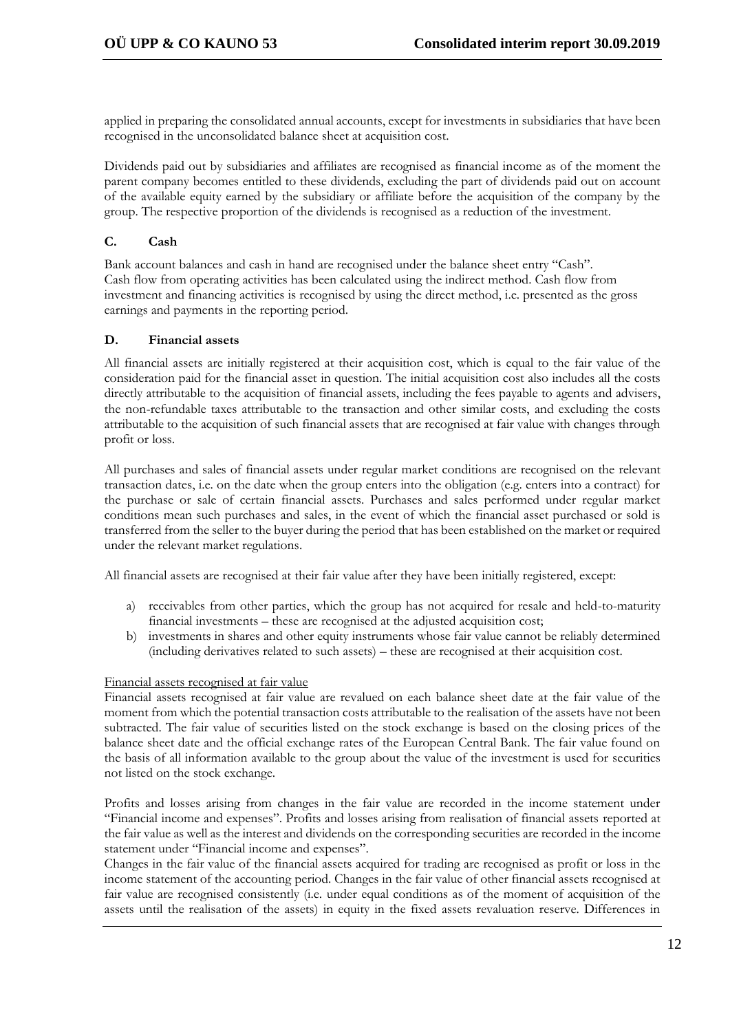applied in preparing the consolidated annual accounts, except for investments in subsidiaries that have been recognised in the unconsolidated balance sheet at acquisition cost.

Dividends paid out by subsidiaries and affiliates are recognised as financial income as of the moment the parent company becomes entitled to these dividends, excluding the part of dividends paid out on account of the available equity earned by the subsidiary or affiliate before the acquisition of the company by the group. The respective proportion of the dividends is recognised as a reduction of the investment.

### C. Cash

Bank account balances and cash in hand are recognised under the balance sheet entry "Cash".
Cash flow from operating activities has been calculated using the indirect method. Cash flow from investment and financing activities is recognised by using the direct method, i.e. presented as the gross earnings and payments in the reporting period.

### D. Financial assets

All financial assets are initially registered at their acquisition cost, which is equal to the fair value of the consideration paid for the financial asset in question. The initial acquisition cost also includes all the costs directly attributable to the acquisition of financial assets, including the fees payable to agents and advisers, the non-refundable taxes attributable to the transaction and other similar costs, and excluding the costs attributable to the acquisition of such financial assets that are recognised at fair value with changes through profit or loss.

All purchases and sales of financial assets under regular market conditions are recognised on the relevant transaction dates, i.e. on the date when the group enters into the obligation (e.g. enters into a contract) for the purchase or sale of certain financial assets. Purchases and sales performed under regular market conditions mean such purchases and sales, in the event of which the financial asset purchased or sold is transferred from the seller to the buyer during the period that has been established on the market or required under the relevant market regulations.

All financial assets are recognised at their fair value after they have been initially registered, except:

a) receivables from other parties, which the group has not acquired for resale and held-to-maturity financial investments – these are recognised at the adjusted acquisition cost;
b) investments in shares and other equity instruments whose fair value cannot be reliably determined (including derivatives related to such assets) – these are recognised at their acquisition cost.

Financial assets recognised at fair value

Financial assets recognised at fair value are revalued on each balance sheet date at the fair value of the moment from which the potential transaction costs attributable to the realisation of the assets have not been subtracted. The fair value of securities listed on the stock exchange is based on the closing prices of the balance sheet date and the official exchange rates of the European Central Bank. The fair value found on the basis of all information available to the group about the value of the investment is used for securities not listed on the stock exchange.

Profits and losses arising from changes in the fair value are recorded in the income statement under "Financial income and expenses". Profits and losses arising from realisation of financial assets reported at the fair value as well as the interest and dividends on the corresponding securities are recorded in the income statement under "Financial income and expenses".
Changes in the fair value of the financial assets acquired for trading are recognised as profit or loss in the income statement of the accounting period. Changes in the fair value of other financial assets recognised at fair value are recognised consistently (i.e. under equal conditions as of the moment of acquisition of the assets until the realisation of the assets) in equity in the fixed assets revaluation reserve. Differences in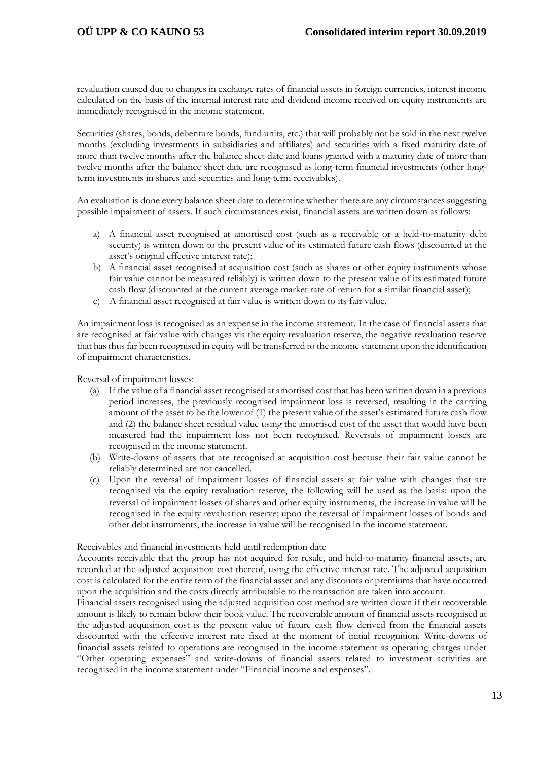revaluation caused due to changes in exchange rates of financial assets in foreign currencies, interest income calculated on the basis of the internal interest rate and dividend income received on equity instruments are immediately recognised in the income statement.

Securities (shares, bonds, debenture bonds, fund units, etc.) that will probably not be sold in the next twelve months (excluding investments in subsidiaries and affiliates) and securities with a fixed maturity date of more than twelve months after the balance sheet date and loans granted with a maturity date of more than twelve months after the balance sheet date are recognised as long-term financial investments (other long-term investments in shares and securities and long-term receivables).

An evaluation is done every balance sheet date to determine whether there are any circumstances suggesting possible impairment of assets. If such circumstances exist, financial assets are written down as follows:

a) A financial asset recognised at amortised cost (such as a receivable or a held-to-maturity debt security) is written down to the present value of its estimated future cash flows (discounted at the asset's original effective interest rate);
b) A financial asset recognised at acquisition cost (such as shares or other equity instruments whose fair value cannot be measured reliably) is written down to the present value of its estimated future cash flow (discounted at the current average market rate of return for a similar financial asset);
c) A financial asset recognised at fair value is written down to its fair value.

An impairment loss is recognised as an expense in the income statement. In the case of financial assets that are recognised at fair value with changes via the equity revaluation reserve, the negative revaluation reserve that has thus far been recognised in equity will be transferred to the income statement upon the identification of impairment characteristics.

Reversal of impairment losses:

(a) If the value of a financial asset recognised at amortised cost that has been written down in a previous period increases, the previously recognised impairment loss is reversed, resulting in the carrying amount of the asset to be the lower of (1) the present value of the asset's estimated future cash flow and (2) the balance sheet residual value using the amortised cost of the asset that would have been measured had the impairment loss not been recognised. Reversals of impairment losses are recognised in the income statement.
(b) Write-downs of assets that are recognised at acquisition cost because their fair value cannot be reliably determined are not cancelled.
(c) Upon the reversal of impairment losses of financial assets at fair value with changes that are recognised via the equity revaluation reserve, the following will be used as the basis: upon the reversal of impairment losses of shares and other equity instruments, the increase in value will be recognised in the equity revaluation reserve; upon the reversal of impairment losses of bonds and other debt instruments, the increase in value will be recognised in the income statement.

Receivables and financial investments held until redemption date

Accounts receivable that the group has not acquired for resale, and held-to-maturity financial assets, are recorded at the adjusted acquisition cost thereof, using the effective interest rate. The adjusted acquisition cost is calculated for the entire term of the financial asset and any discounts or premiums that have occurred upon the acquisition and the costs directly attributable to the transaction are taken into account.

Financial assets recognised using the adjusted acquisition cost method are written down if their recoverable amount is likely to remain below their book value. The recoverable amount of financial assets recognised at the adjusted acquisition cost is the present value of future cash flow derived from the financial assets discounted with the effective interest rate fixed at the moment of initial recognition. Write-downs of financial assets related to operations are recognised in the income statement as operating charges under "Other operating expenses" and write-downs of financial assets related to investment activities are recognised in the income statement under "Financial income and expenses".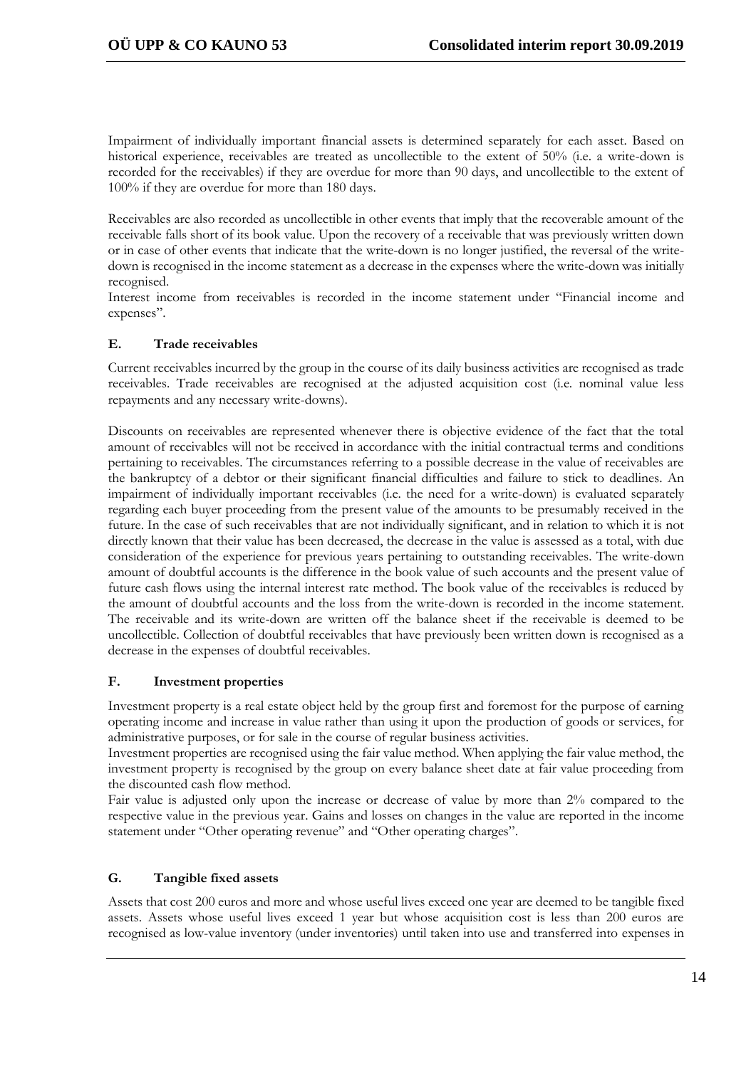Impairment of individually important financial assets is determined separately for each asset. Based on historical experience, receivables are treated as uncollectible to the extent of 50% (i.e. a write-down is recorded for the receivables) if they are overdue for more than 90 days, and uncollectible to the extent of 100% if they are overdue for more than 180 days.

Receivables are also recorded as uncollectible in other events that imply that the recoverable amount of the receivable falls short of its book value. Upon the recovery of a receivable that was previously written down or in case of other events that indicate that the write-down is no longer justified, the reversal of the write-down is recognised in the income statement as a decrease in the expenses where the write-down was initially recognised.

Interest income from receivables is recorded in the income statement under "Financial income and expenses".

### E. Trade receivables

Current receivables incurred by the group in the course of its daily business activities are recognised as trade receivables. Trade receivables are recognised at the adjusted acquisition cost (i.e. nominal value less repayments and any necessary write-downs).

Discounts on receivables are represented whenever there is objective evidence of the fact that the total amount of receivables will not be received in accordance with the initial contractual terms and conditions pertaining to receivables. The circumstances referring to a possible decrease in the value of receivables are the bankruptcy of a debtor or their significant financial difficulties and failure to stick to deadlines. An impairment of individually important receivables (i.e. the need for a write-down) is evaluated separately regarding each buyer proceeding from the present value of the amounts to be presumably received in the future. In the case of such receivables that are not individually significant, and in relation to which it is not directly known that their value has been decreased, the decrease in the value is assessed as a total, with due consideration of the experience for previous years pertaining to outstanding receivables. The write-down amount of doubtful accounts is the difference in the book value of such accounts and the present value of future cash flows using the internal interest rate method. The book value of the receivables is reduced by the amount of doubtful accounts and the loss from the write-down is recorded in the income statement. The receivable and its write-down are written off the balance sheet if the receivable is deemed to be uncollectible. Collection of doubtful receivables that have previously been written down is recognised as a decrease in the expenses of doubtful receivables.

### F. Investment properties

Investment property is a real estate object held by the group first and foremost for the purpose of earning operating income and increase in value rather than using it upon the production of goods or services, for administrative purposes, or for sale in the course of regular business activities.

Investment properties are recognised using the fair value method. When applying the fair value method, the investment property is recognised by the group on every balance sheet date at fair value proceeding from the discounted cash flow method.

Fair value is adjusted only upon the increase or decrease of value by more than 2% compared to the respective value in the previous year. Gains and losses on changes in the value are reported in the income statement under "Other operating revenue" and "Other operating charges".

### G. Tangible fixed assets

Assets that cost 200 euros and more and whose useful lives exceed one year are deemed to be tangible fixed assets. Assets whose useful lives exceed 1 year but whose acquisition cost is less than 200 euros are recognised as low-value inventory (under inventories) until taken into use and transferred into expenses in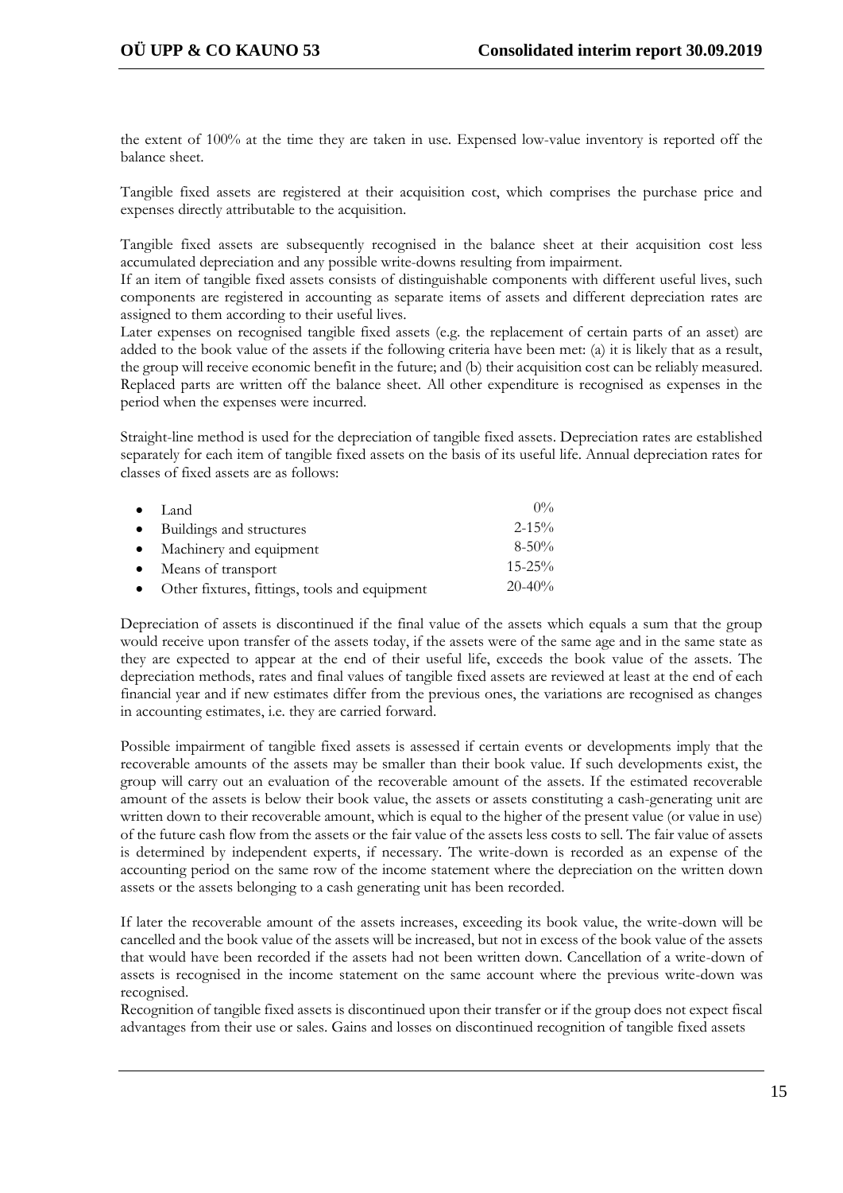the extent of 100% at the time they are taken in use. Expensed low-value inventory is reported off the balance sheet.

Tangible fixed assets are registered at their acquisition cost, which comprises the purchase price and expenses directly attributable to the acquisition.

Tangible fixed assets are subsequently recognised in the balance sheet at their acquisition cost less accumulated depreciation and any possible write-downs resulting from impairment.
If an item of tangible fixed assets consists of distinguishable components with different useful lives, such components are registered in accounting as separate items of assets and different depreciation rates are assigned to them according to their useful lives.
Later expenses on recognised tangible fixed assets (e.g. the replacement of certain parts of an asset) are added to the book value of the assets if the following criteria have been met: (a) it is likely that as a result, the group will receive economic benefit in the future; and (b) their acquisition cost can be reliably measured. Replaced parts are written off the balance sheet. All other expenditure is recognised as expenses in the period when the expenses were incurred.

Straight-line method is used for the depreciation of tangible fixed assets. Depreciation rates are established separately for each item of tangible fixed assets on the basis of its useful life. Annual depreciation rates for classes of fixed assets are as follows:

- Land 0%
- Buildings and structures 2-15%
- Machinery and equipment 8-50%
- Means of transport 15-25%
- Other fixtures, fittings, tools and equipment 20-40%

Depreciation of assets is discontinued if the final value of the assets which equals a sum that the group would receive upon transfer of the assets today, if the assets were of the same age and in the same state as they are expected to appear at the end of their useful life, exceeds the book value of the assets. The depreciation methods, rates and final values of tangible fixed assets are reviewed at least at the end of each financial year and if new estimates differ from the previous ones, the variations are recognised as changes in accounting estimates, i.e. they are carried forward.

Possible impairment of tangible fixed assets is assessed if certain events or developments imply that the recoverable amounts of the assets may be smaller than their book value. If such developments exist, the group will carry out an evaluation of the recoverable amount of the assets. If the estimated recoverable amount of the assets is below their book value, the assets or assets constituting a cash-generating unit are written down to their recoverable amount, which is equal to the higher of the present value (or value in use) of the future cash flow from the assets or the fair value of the assets less costs to sell. The fair value of assets is determined by independent experts, if necessary. The write-down is recorded as an expense of the accounting period on the same row of the income statement where the depreciation on the written down assets or the assets belonging to a cash generating unit has been recorded.

If later the recoverable amount of the assets increases, exceeding its book value, the write-down will be cancelled and the book value of the assets will be increased, but not in excess of the book value of the assets that would have been recorded if the assets had not been written down. Cancellation of a write-down of assets is recognised in the income statement on the same account where the previous write-down was recognised.
Recognition of tangible fixed assets is discontinued upon their transfer or if the group does not expect fiscal advantages from their use or sales. Gains and losses on discontinued recognition of tangible fixed assets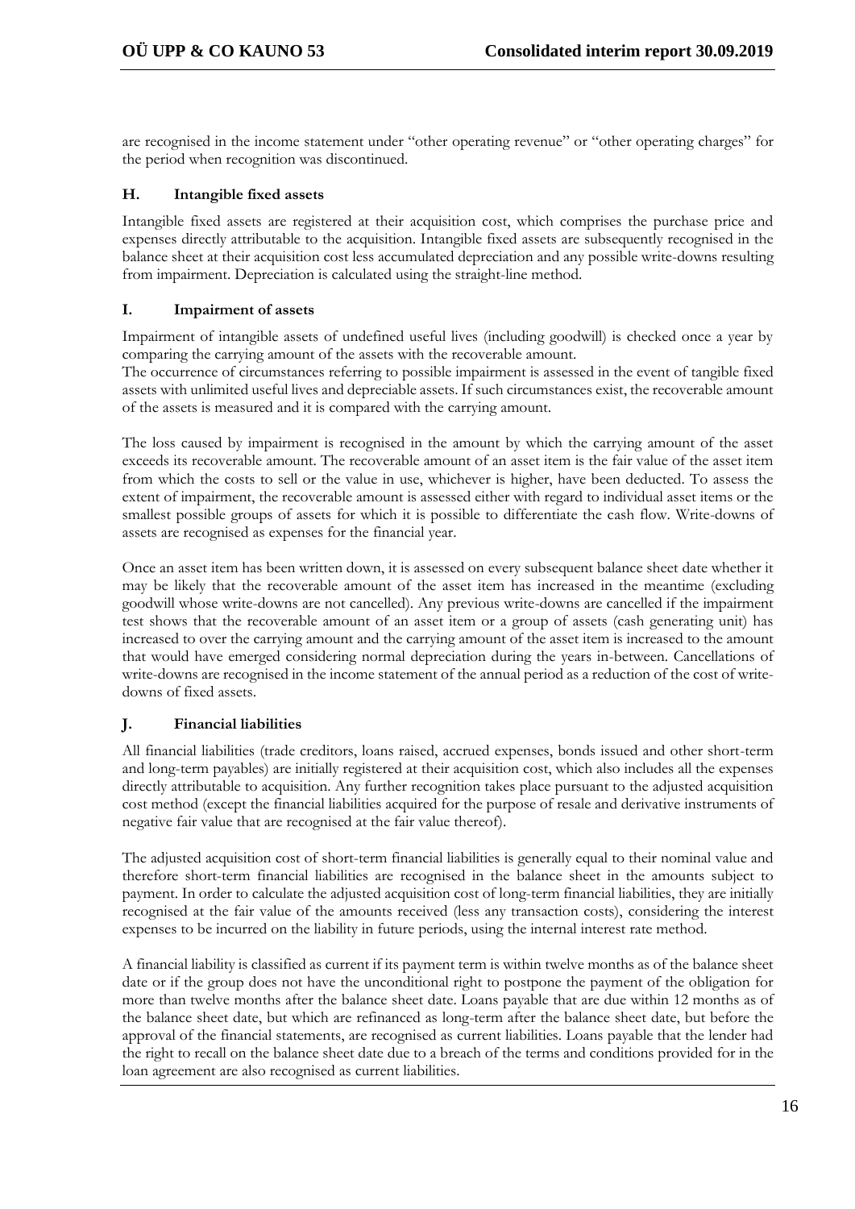are recognised in the income statement under "other operating revenue" or "other operating charges" for the period when recognition was discontinued.

### H. Intangible fixed assets

Intangible fixed assets are registered at their acquisition cost, which comprises the purchase price and expenses directly attributable to the acquisition. Intangible fixed assets are subsequently recognised in the balance sheet at their acquisition cost less accumulated depreciation and any possible write-downs resulting from impairment. Depreciation is calculated using the straight-line method.

### I. Impairment of assets

Impairment of intangible assets of undefined useful lives (including goodwill) is checked once a year by comparing the carrying amount of the assets with the recoverable amount.
The occurrence of circumstances referring to possible impairment is assessed in the event of tangible fixed assets with unlimited useful lives and depreciable assets. If such circumstances exist, the recoverable amount of the assets is measured and it is compared with the carrying amount.

The loss caused by impairment is recognised in the amount by which the carrying amount of the asset exceeds its recoverable amount. The recoverable amount of an asset item is the fair value of the asset item from which the costs to sell or the value in use, whichever is higher, have been deducted. To assess the extent of impairment, the recoverable amount is assessed either with regard to individual asset items or the smallest possible groups of assets for which it is possible to differentiate the cash flow. Write-downs of assets are recognised as expenses for the financial year.

Once an asset item has been written down, it is assessed on every subsequent balance sheet date whether it may be likely that the recoverable amount of the asset item has increased in the meantime (excluding goodwill whose write-downs are not cancelled). Any previous write-downs are cancelled if the impairment test shows that the recoverable amount of an asset item or a group of assets (cash generating unit) has increased to over the carrying amount and the carrying amount of the asset item is increased to the amount that would have emerged considering normal depreciation during the years in-between. Cancellations of write-downs are recognised in the income statement of the annual period as a reduction of the cost of write-downs of fixed assets.

### J. Financial liabilities

All financial liabilities (trade creditors, loans raised, accrued expenses, bonds issued and other short-term and long-term payables) are initially registered at their acquisition cost, which also includes all the expenses directly attributable to acquisition. Any further recognition takes place pursuant to the adjusted acquisition cost method (except the financial liabilities acquired for the purpose of resale and derivative instruments of negative fair value that are recognised at the fair value thereof).

The adjusted acquisition cost of short-term financial liabilities is generally equal to their nominal value and therefore short-term financial liabilities are recognised in the balance sheet in the amounts subject to payment. In order to calculate the adjusted acquisition cost of long-term financial liabilities, they are initially recognised at the fair value of the amounts received (less any transaction costs), considering the interest expenses to be incurred on the liability in future periods, using the internal interest rate method.

A financial liability is classified as current if its payment term is within twelve months as of the balance sheet date or if the group does not have the unconditional right to postpone the payment of the obligation for more than twelve months after the balance sheet date. Loans payable that are due within 12 months as of the balance sheet date, but which are refinanced as long-term after the balance sheet date, but before the approval of the financial statements, are recognised as current liabilities. Loans payable that the lender had the right to recall on the balance sheet date due to a breach of the terms and conditions provided for in the loan agreement are also recognised as current liabilities.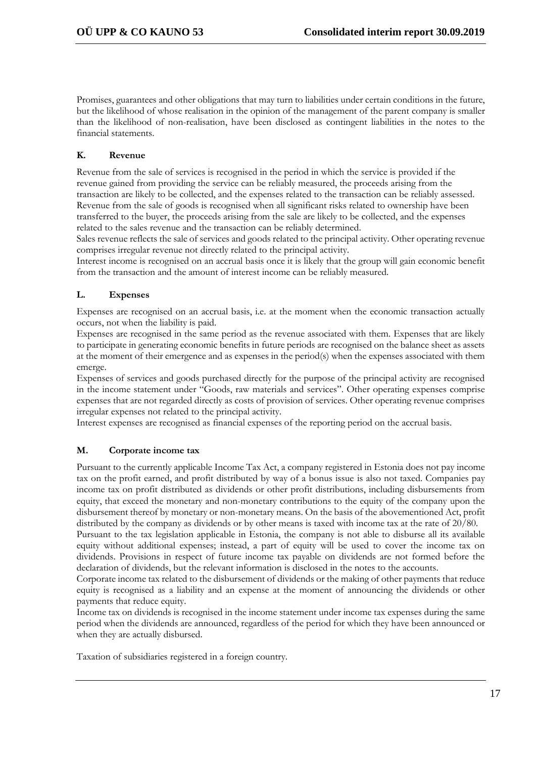Promises, guarantees and other obligations that may turn to liabilities under certain conditions in the future, but the likelihood of whose realisation in the opinion of the management of the parent company is smaller than the likelihood of non-realisation, have been disclosed as contingent liabilities in the notes to the financial statements.

### K. Revenue

Revenue from the sale of services is recognised in the period in which the service is provided if the revenue gained from providing the service can be reliably measured, the proceeds arising from the transaction are likely to be collected, and the expenses related to the transaction can be reliably assessed. Revenue from the sale of goods is recognised when all significant risks related to ownership have been transferred to the buyer, the proceeds arising from the sale are likely to be collected, and the expenses related to the sales revenue and the transaction can be reliably determined.
Sales revenue reflects the sale of services and goods related to the principal activity. Other operating revenue comprises irregular revenue not directly related to the principal activity.
Interest income is recognised on an accrual basis once it is likely that the group will gain economic benefit from the transaction and the amount of interest income can be reliably measured.

### L. Expenses

Expenses are recognised on an accrual basis, i.e. at the moment when the economic transaction actually occurs, not when the liability is paid.
Expenses are recognised in the same period as the revenue associated with them. Expenses that are likely to participate in generating economic benefits in future periods are recognised on the balance sheet as assets at the moment of their emergence and as expenses in the period(s) when the expenses associated with them emerge.
Expenses of services and goods purchased directly for the purpose of the principal activity are recognised in the income statement under "Goods, raw materials and services". Other operating expenses comprise expenses that are not regarded directly as costs of provision of services. Other operating revenue comprises irregular expenses not related to the principal activity.
Interest expenses are recognised as financial expenses of the reporting period on the accrual basis.

### M. Corporate income tax

Pursuant to the currently applicable Income Tax Act, a company registered in Estonia does not pay income tax on the profit earned, and profit distributed by way of a bonus issue is also not taxed. Companies pay income tax on profit distributed as dividends or other profit distributions, including disbursements from equity, that exceed the monetary and non-monetary contributions to the equity of the company upon the disbursement thereof by monetary or non-monetary means. On the basis of the abovementioned Act, profit distributed by the company as dividends or by other means is taxed with income tax at the rate of 20/80.
Pursuant to the tax legislation applicable in Estonia, the company is not able to disburse all its available equity without additional expenses; instead, a part of equity will be used to cover the income tax on dividends. Provisions in respect of future income tax payable on dividends are not formed before the declaration of dividends, but the relevant information is disclosed in the notes to the accounts.
Corporate income tax related to the disbursement of dividends or the making of other payments that reduce equity is recognised as a liability and an expense at the moment of announcing the dividends or other payments that reduce equity.
Income tax on dividends is recognised in the income statement under income tax expenses during the same period when the dividends are announced, regardless of the period for which they have been announced or when they are actually disbursed.

Taxation of subsidiaries registered in a foreign country.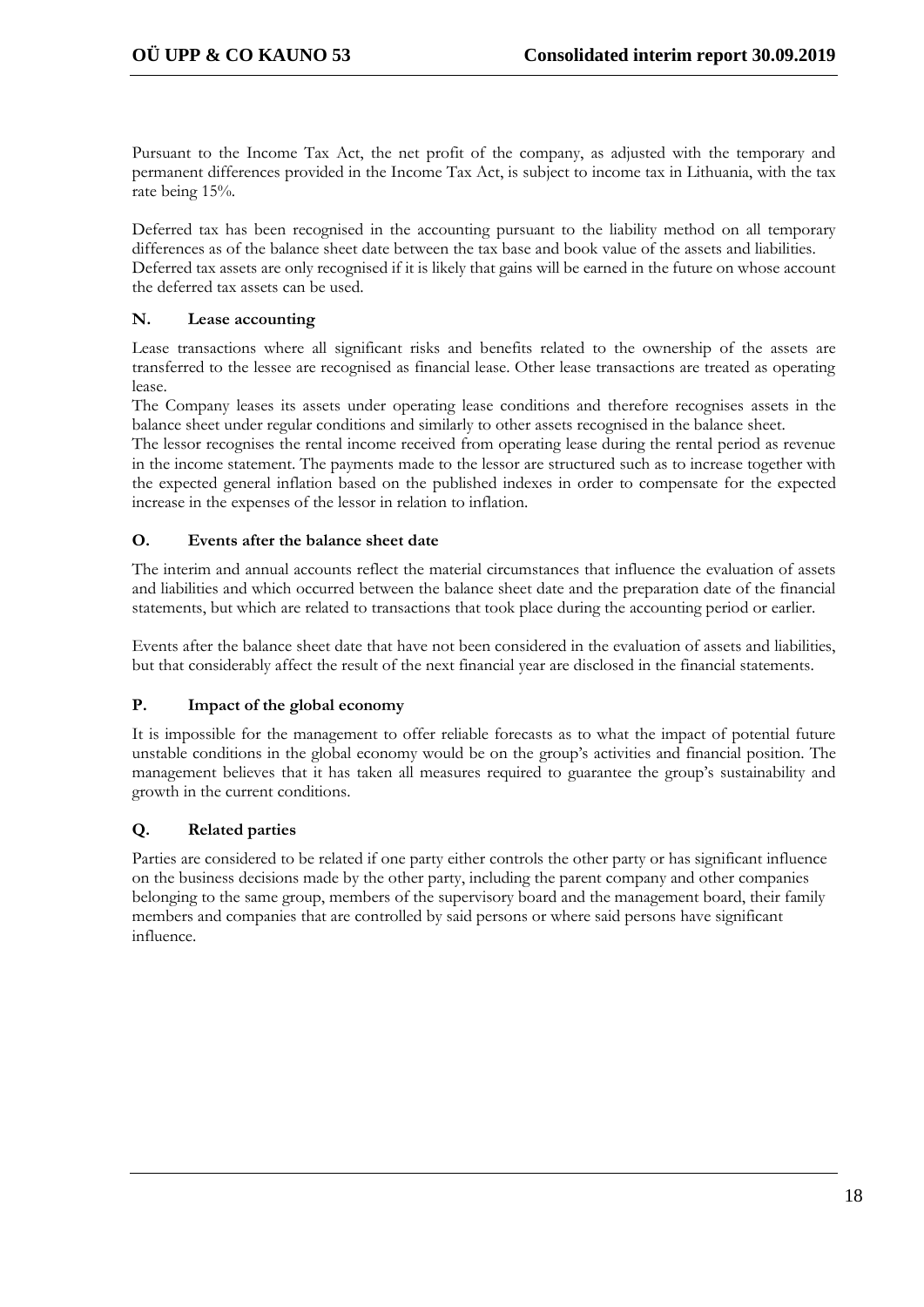Pursuant to the Income Tax Act, the net profit of the company, as adjusted with the temporary and permanent differences provided in the Income Tax Act, is subject to income tax in Lithuania, with the tax rate being 15%.

Deferred tax has been recognised in the accounting pursuant to the liability method on all temporary differences as of the balance sheet date between the tax base and book value of the assets and liabilities. Deferred tax assets are only recognised if it is likely that gains will be earned in the future on whose account the deferred tax assets can be used.

### N. Lease accounting

Lease transactions where all significant risks and benefits related to the ownership of the assets are transferred to the lessee are recognised as financial lease. Other lease transactions are treated as operating lease.

The Company leases its assets under operating lease conditions and therefore recognises assets in the balance sheet under regular conditions and similarly to other assets recognised in the balance sheet.

The lessor recognises the rental income received from operating lease during the rental period as revenue in the income statement. The payments made to the lessor are structured such as to increase together with the expected general inflation based on the published indexes in order to compensate for the expected increase in the expenses of the lessor in relation to inflation.

### O. Events after the balance sheet date

The interim and annual accounts reflect the material circumstances that influence the evaluation of assets and liabilities and which occurred between the balance sheet date and the preparation date of the financial statements, but which are related to transactions that took place during the accounting period or earlier.

Events after the balance sheet date that have not been considered in the evaluation of assets and liabilities, but that considerably affect the result of the next financial year are disclosed in the financial statements.

### P. Impact of the global economy

It is impossible for the management to offer reliable forecasts as to what the impact of potential future unstable conditions in the global economy would be on the group's activities and financial position. The management believes that it has taken all measures required to guarantee the group's sustainability and growth in the current conditions.

### Q. Related parties

Parties are considered to be related if one party either controls the other party or has significant influence on the business decisions made by the other party, including the parent company and other companies belonging to the same group, members of the supervisory board and the management board, their family members and companies that are controlled by said persons or where said persons have significant influence.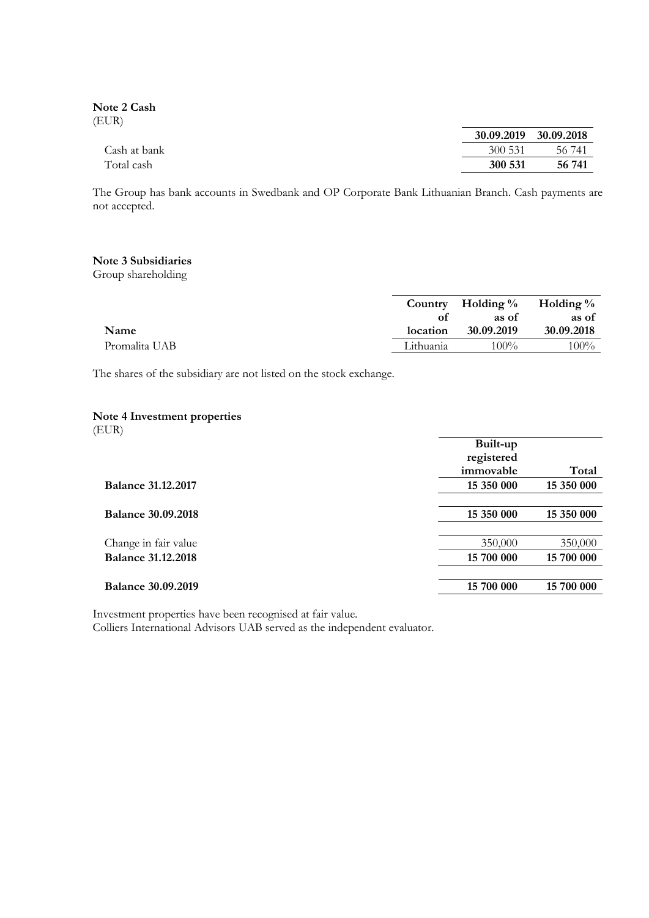**Note 2 Cash**
(EUR)

| | 30.09.2019 | 30.09.2018 |
|---|---|---|
| Cash at bank | 300 531 | 56 741 |
| Total cash | **300 531** | **56 741** |

The Group has bank accounts in Swedbank and OP Corporate Bank Lithuanian Branch. Cash payments are not accepted.

**Note 3 Subsidiaries**
Group shareholding

| Name | Country of location | Holding % as of 30.09.2019 | Holding % as of 30.09.2018 |
|---|---|---|---|
| Promalita UAB | Lithuania | 100% | 100% |

The shares of the subsidiary are not listed on the stock exchange.

**Note 4 Investment properties**
(EUR)

| | Built-up registered immovable | Total |
|---|---|---|
| **Balance 31.12.2017** | **15 350 000** | **15 350 000** |
| **Balance 30.09.2018** | **15 350 000** | **15 350 000** |
| Change in fair value | 350,000 | 350,000 |
| **Balance 31.12.2018** | **15 700 000** | **15 700 000** |
| **Balance 30.09.2019** | **15 700 000** | **15 700 000** |

Investment properties have been recognised at fair value.
Colliers International Advisors UAB served as the independent evaluator.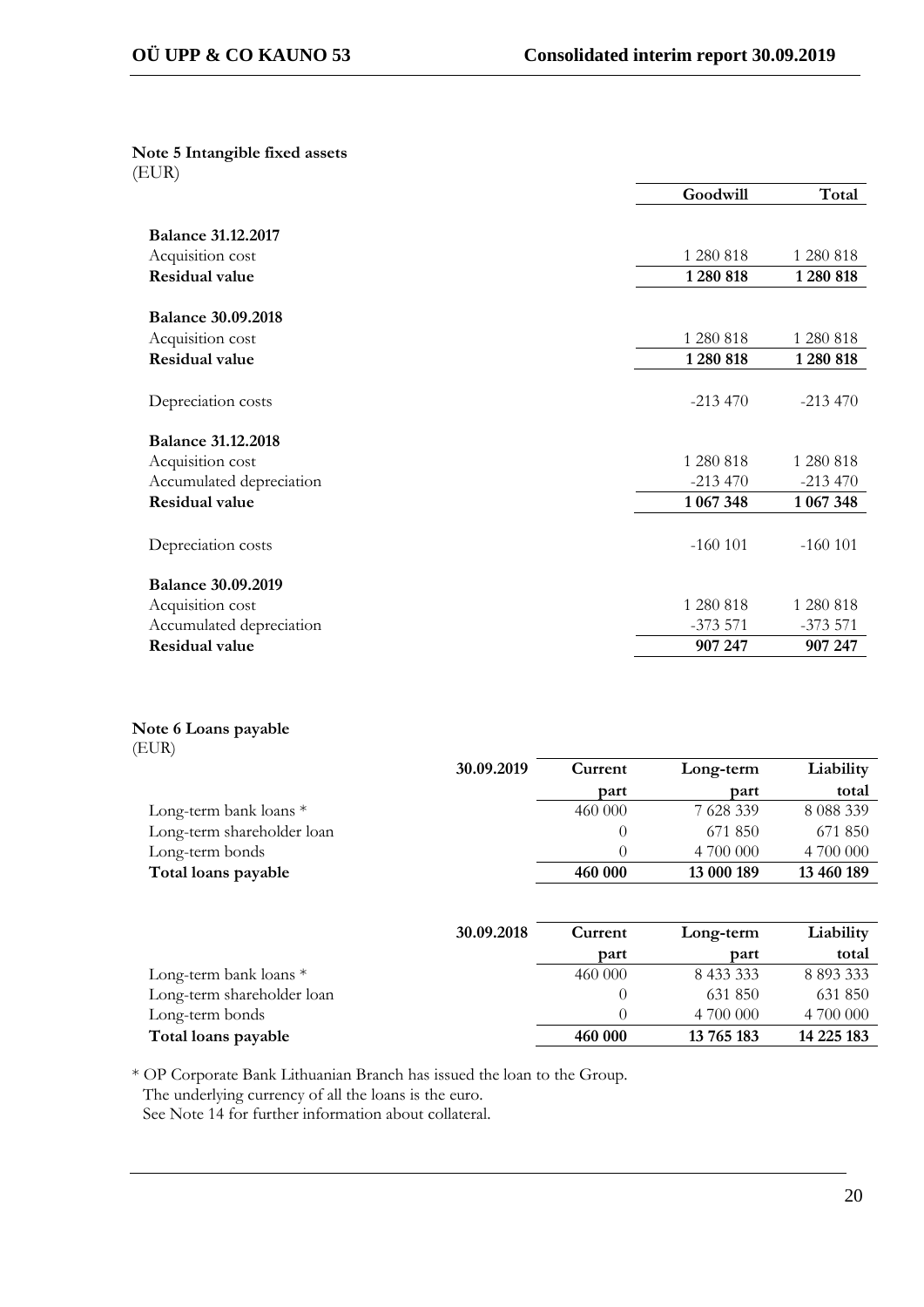**Note 5 Intangible fixed assets**
(EUR)

| | Goodwill | Total |
|---|---|---|
| **Balance 31.12.2017** | | |
| Acquisition cost | 1 280 818 | 1 280 818 |
| **Residual value** | **1 280 818** | **1 280 818** |
| | | |
| **Balance 30.09.2018** | | |
| Acquisition cost | 1 280 818 | 1 280 818 |
| **Residual value** | **1 280 818** | **1 280 818** |
| | | |
| Depreciation costs | -213 470 | -213 470 |
| | | |
| **Balance 31.12.2018** | | |
| Acquisition cost | 1 280 818 | 1 280 818 |
| Accumulated depreciation | -213 470 | -213 470 |
| **Residual value** | **1 067 348** | **1 067 348** |
| | | |
| Depreciation costs | -160 101 | -160 101 |
| | | |
| **Balance 30.09.2019** | | |
| Acquisition cost | 1 280 818 | 1 280 818 |
| Accumulated depreciation | -373 571 | -373 571 |
| **Residual value** | **907 247** | **907 247** |

**Note 6 Loans payable**
(EUR)

| 30.09.2019 | Current part | Long-term part | Liability total |
|---|---|---|---|
| Long-term bank loans * | 460 000 | 7 628 339 | 8 088 339 |
| Long-term shareholder loan | 0 | 671 850 | 671 850 |
| Long-term bonds | 0 | 4 700 000 | 4 700 000 |
| **Total loans payable** | **460 000** | **13 000 189** | **13 460 189** |

| 30.09.2018 | Current part | Long-term part | Liability total |
|---|---|---|---|
| Long-term bank loans * | 460 000 | 8 433 333 | 8 893 333 |
| Long-term shareholder loan | 0 | 631 850 | 631 850 |
| Long-term bonds | 0 | 4 700 000 | 4 700 000 |
| **Total loans payable** | **460 000** | **13 765 183** | **14 225 183** |

* OP Corporate Bank Lithuanian Branch has issued the loan to the Group.
The underlying currency of all the loans is the euro.
See Note 14 for further information about collateral.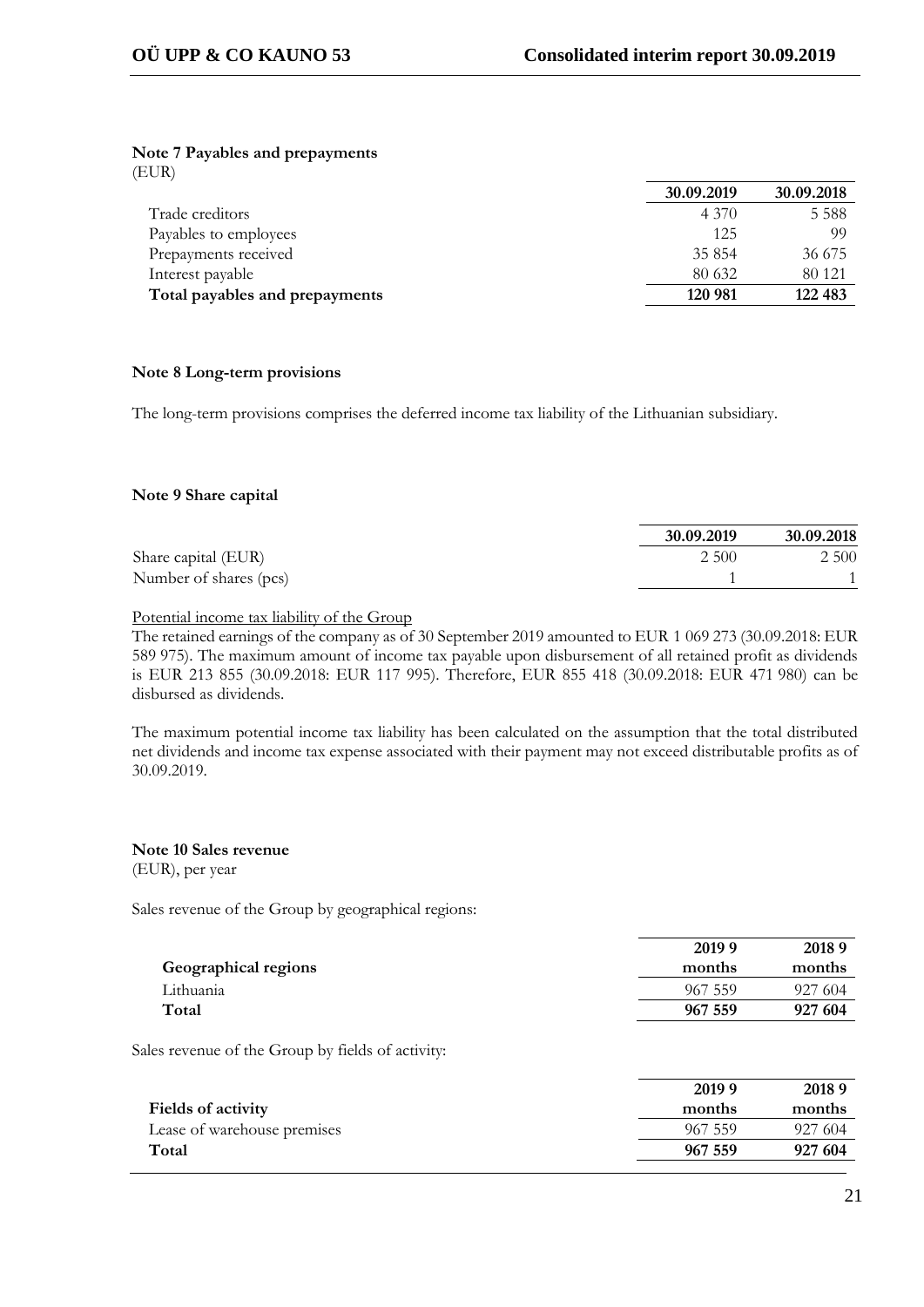### Note 7 Payables and prepayments

(EUR)

| | 30.09.2019 | 30.09.2018 |
|---|---|---|
| Trade creditors | 4 370 | 5 588 |
| Payables to employees | 125 | 99 |
| Prepayments received | 35 854 | 36 675 |
| Interest payable | 80 632 | 80 121 |
| **Total payables and prepayments** | **120 981** | **122 483** |

### Note 8 Long-term provisions

The long-term provisions comprises the deferred income tax liability of the Lithuanian subsidiary.

### Note 9 Share capital

| | 30.09.2019 | 30.09.2018 |
|---|---|---|
| Share capital (EUR) | 2 500 | 2 500 |
| Number of shares (pcs) | 1 | 1 |

Potential income tax liability of the Group

The retained earnings of the company as of 30 September 2019 amounted to EUR 1 069 273 (30.09.2018: EUR 589 975). The maximum amount of income tax payable upon disbursement of all retained profit as dividends is EUR 213 855 (30.09.2018: EUR 117 995). Therefore, EUR 855 418 (30.09.2018: EUR 471 980) can be disbursed as dividends.

The maximum potential income tax liability has been calculated on the assumption that the total distributed net dividends and income tax expense associated with their payment may not exceed distributable profits as of 30.09.2019.

### Note 10 Sales revenue

(EUR), per year

Sales revenue of the Group by geographical regions:

| Geographical regions | 2019 9 months | 2018 9 months |
|---|---|---|
| Lithuania | 967 559 | 927 604 |
| **Total** | **967 559** | **927 604** |

Sales revenue of the Group by fields of activity:

| Fields of activity | 2019 9 months | 2018 9 months |
|---|---|---|
| Lease of warehouse premises | 967 559 | 927 604 |
| **Total** | **967 559** | **927 604** |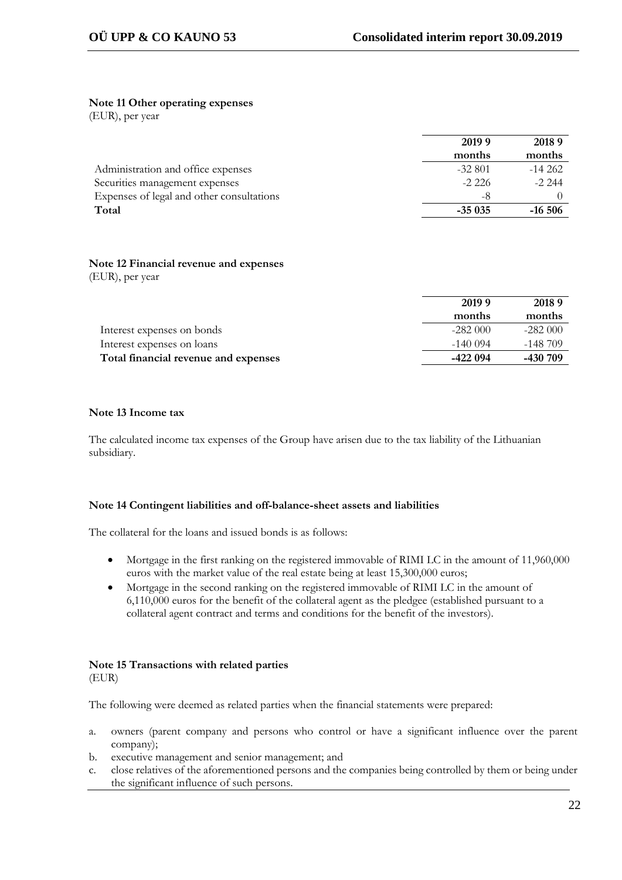### Note 11 Other operating expenses

(EUR), per year

| | 2019 9 months | 2018 9 months |
|---|---|---|
| Administration and office expenses | -32 801 | -14 262 |
| Securities management expenses | -2 226 | -2 244 |
| Expenses of legal and other consultations | -8 | 0 |
| **Total** | **-35 035** | **-16 506** |

### Note 12 Financial revenue and expenses

(EUR), per year

| | 2019 9 months | 2018 9 months |
|---|---|---|
| Interest expenses on bonds | -282 000 | -282 000 |
| Interest expenses on loans | -140 094 | -148 709 |
| **Total financial revenue and expenses** | **-422 094** | **-430 709** |

### Note 13 Income tax

The calculated income tax expenses of the Group have arisen due to the tax liability of the Lithuanian subsidiary.

### Note 14 Contingent liabilities and off-balance-sheet assets and liabilities

The collateral for the loans and issued bonds is as follows:

- Mortgage in the first ranking on the registered immovable of RIMI LC in the amount of 11,960,000 euros with the market value of the real estate being at least 15,300,000 euros;
- Mortgage in the second ranking on the registered immovable of RIMI LC in the amount of 6,110,000 euros for the benefit of the collateral agent as the pledgee (established pursuant to a collateral agent contract and terms and conditions for the benefit of the investors).

### Note 15 Transactions with related parties

(EUR)

The following were deemed as related parties when the financial statements were prepared:

a. owners (parent company and persons who control or have a significant influence over the parent company);
b. executive management and senior management; and
c. close relatives of the aforementioned persons and the companies being controlled by them or being under the significant influence of such persons.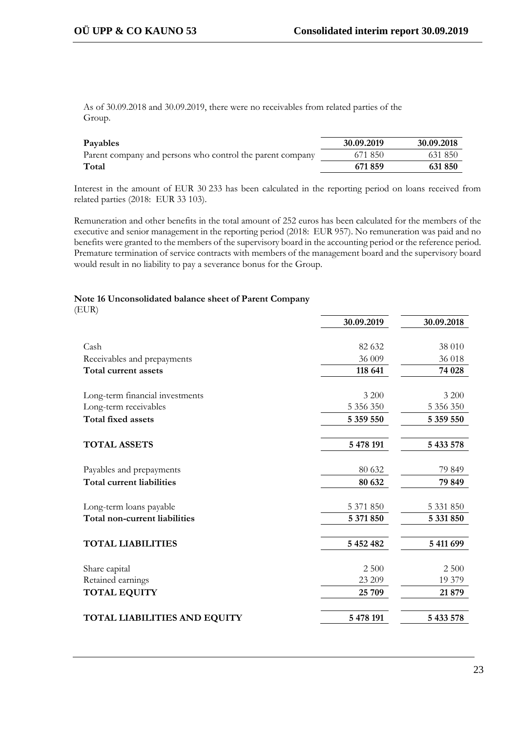As of 30.09.2018 and 30.09.2019, there were no receivables from related parties of the Group.

| Payables | 30.09.2019 | 30.09.2018 |
|---|---|---|
| Parent company and persons who control the parent company | 671 850 | 631 850 |
| **Total** | **671 859** | **631 850** |

Interest in the amount of EUR 30 233 has been calculated in the reporting period on loans received from related parties (2018: EUR 33 103).

Remuneration and other benefits in the total amount of 252 euros has been calculated for the members of the executive and senior management in the reporting period (2018: EUR 957). No remuneration was paid and no benefits were granted to the members of the supervisory board in the accounting period or the reference period. Premature termination of service contracts with members of the management board and the supervisory board would result in no liability to pay a severance bonus for the Group.

### Note 16 Unconsolidated balance sheet of Parent Company

(EUR)

| | 30.09.2019 | 30.09.2018 |
|---|---|---|
| Cash | 82 632 | 38 010 |
| Receivables and prepayments | 36 009 | 36 018 |
| **Total current assets** | **118 641** | **74 028** |
| Long-term financial investments | 3 200 | 3 200 |
| Long-term receivables | 5 356 350 | 5 356 350 |
| **Total fixed assets** | **5 359 550** | **5 359 550** |
| **TOTAL ASSETS** | **5 478 191** | **5 433 578** |
| Payables and prepayments | 80 632 | 79 849 |
| **Total current liabilities** | **80 632** | **79 849** |
| Long-term loans payable | 5 371 850 | 5 331 850 |
| **Total non-current liabilities** | **5 371 850** | **5 331 850** |
| **TOTAL LIABILITIES** | **5 452 482** | **5 411 699** |
| Share capital | 2 500 | 2 500 |
| Retained earnings | 23 209 | 19 379 |
| **TOTAL EQUITY** | **25 709** | **21 879** |
| **TOTAL LIABILITIES AND EQUITY** | **5 478 191** | **5 433 578** |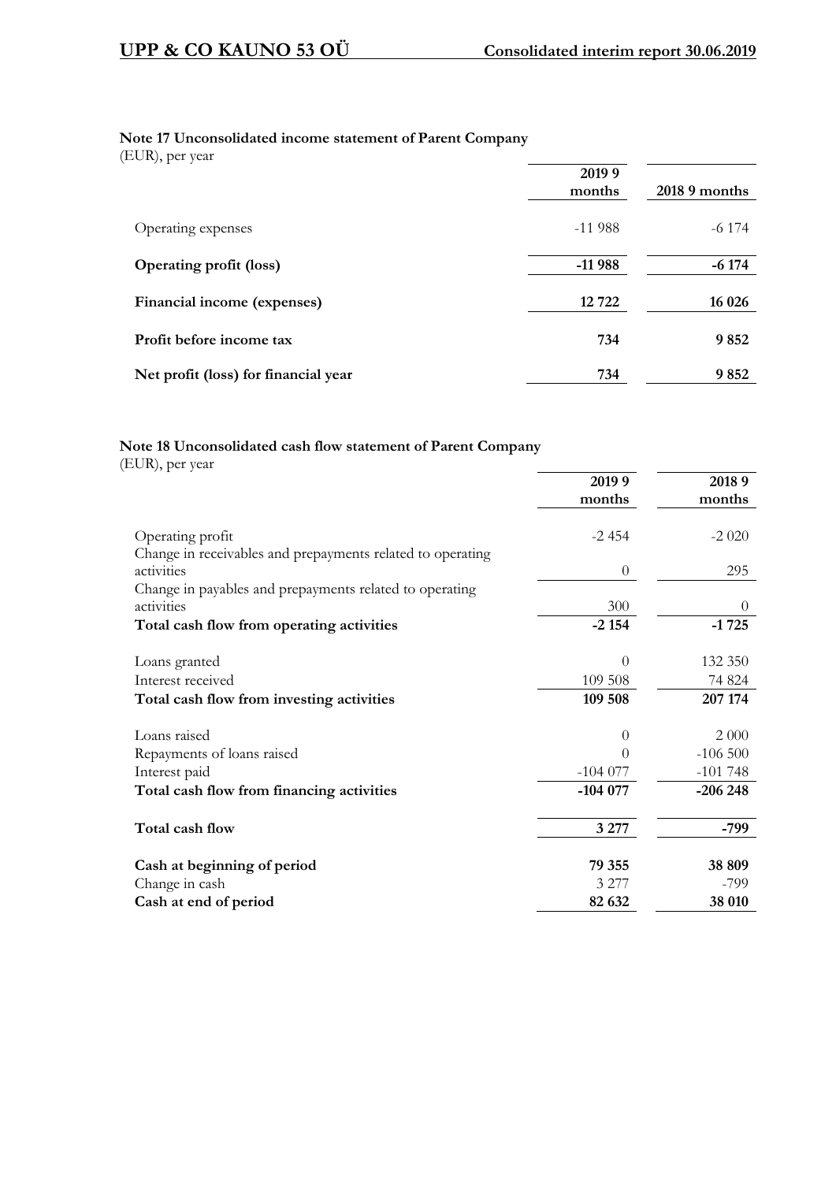## Note 17 Unconsolidated income statement of Parent Company

(EUR), per year

| | 2019 9 months | 2018 9 months |
|---|---|---|
| Operating expenses | -11 988 | -6 174 |
| **Operating profit (loss)** | **-11 988** | **-6 174** |
| **Financial income (expenses)** | **12 722** | **16 026** |
| **Profit before income tax** | **734** | **9 852** |
| **Net profit (loss) for financial year** | **734** | **9 852** |

## Note 18 Unconsolidated cash flow statement of Parent Company

(EUR), per year

| | 2019 9 months | 2018 9 months |
|---|---|---|
| Operating profit | -2 454 | -2 020 |
| Change in receivables and prepayments related to operating activities | 0 | 295 |
| Change in payables and prepayments related to operating activities | 300 | 0 |
| **Total cash flow from operating activities** | **-2 154** | **-1 725** |
| Loans granted | 0 | 132 350 |
| Interest received | 109 508 | 74 824 |
| **Total cash flow from investing activities** | **109 508** | **207 174** |
| Loans raised | 0 | 2 000 |
| Repayments of loans raised | 0 | -106 500 |
| Interest paid | -104 077 | -101 748 |
| **Total cash flow from financing activities** | **-104 077** | **-206 248** |
| **Total cash flow** | **3 277** | **-799** |
| **Cash at beginning of period** | **79 355** | **38 809** |
| Change in cash | 3 277 | -799 |
| **Cash at end of period** | **82 632** | **38 010** |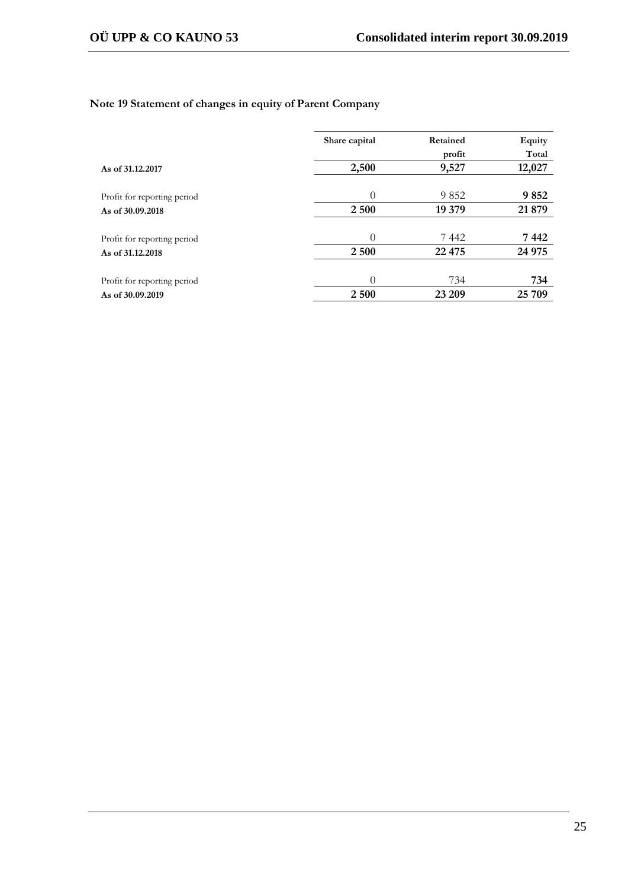## Note 19 Statement of changes in equity of Parent Company

| | Share capital | Retained profit | Equity Total |
|---|---|---|---|
| **As of 31.12.2017** | **2,500** | **9,527** | **12,027** |
| Profit for reporting period | 0 | 9 852 | **9 852** |
| **As of 30.09.2018** | **2 500** | **19 379** | **21 879** |
| Profit for reporting period | 0 | 7 442 | **7 442** |
| **As of 31.12.2018** | **2 500** | **22 475** | **24 975** |
| Profit for reporting period | 0 | 734 | **734** |
| **As of 30.09.2019** | **2 500** | **23 209** | **25 709** |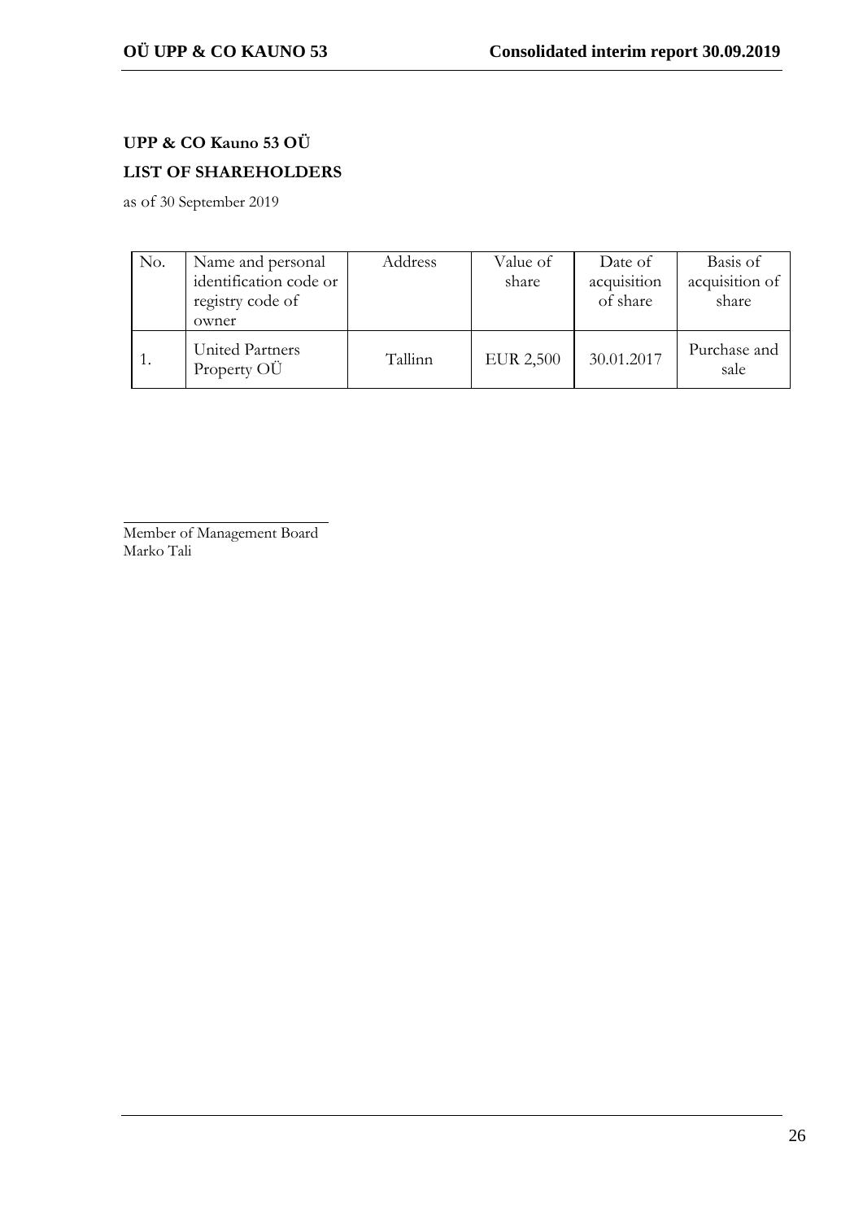**UPP & CO Kauno 53 OÜ**

**LIST OF SHAREHOLDERS**

as of 30 September 2019

| No. | Name and personal identification code or registry code of owner | Address | Value of share | Date of acquisition of share | Basis of acquisition of share |
|---|---|---|---|---|---|
| 1. | United Partners Property OÜ | Tallinn | EUR 2,500 | 30.01.2017 | Purchase and sale |

Member of Management Board
Marko Tali